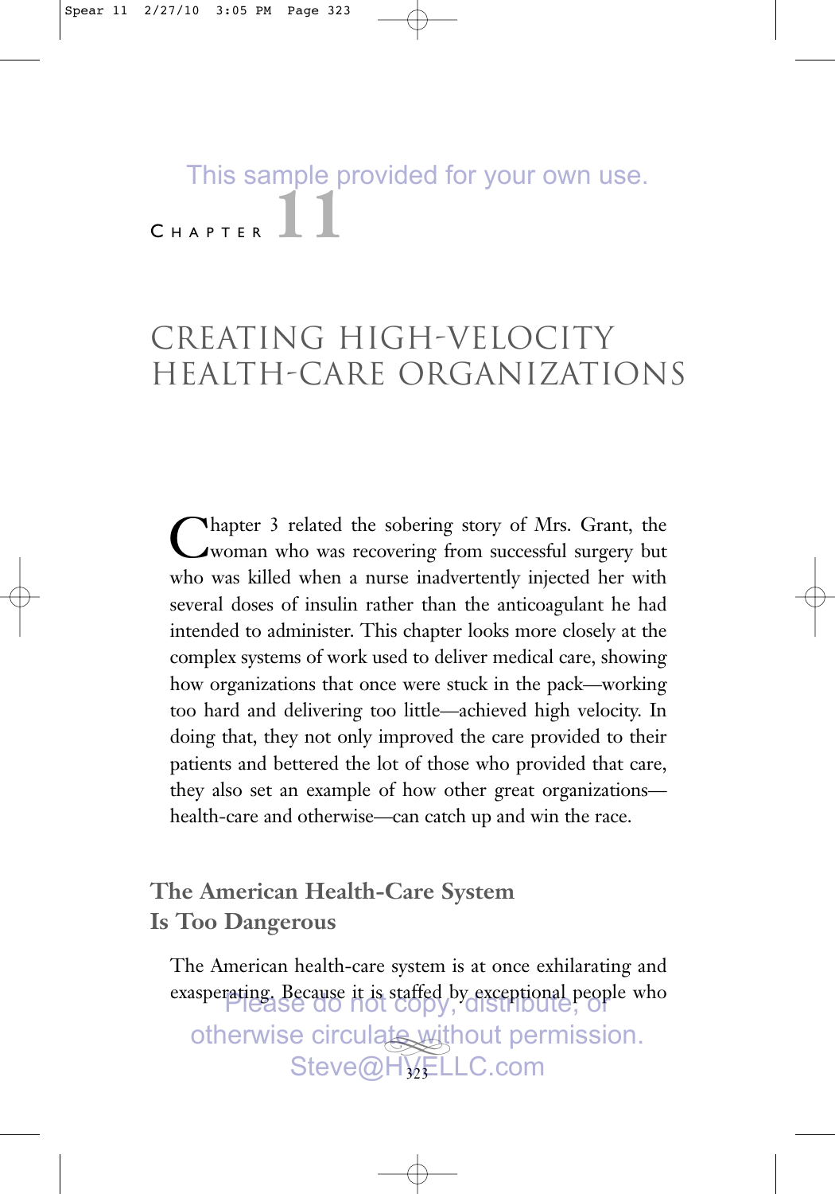# CHAPTER 11

# CREATING HIGH-VELOCITY HEALTH-CARE ORGANIZATIONS

Chapter 3 related the sobering story of Mrs. Grant, the woman who was recovering from successful surgery but who was killed when a nurse inadvertently injected her with several doses of insulin rather than the anticoagulant he had intended to administer. This chapter looks more closely at the complex systems of work used to deliver medical care, showing how organizations that once were stuck in the pack—working too hard and delivering too little—achieved high velocity. In doing that, they not only improved the care provided to their patients and bettered the lot of those who provided that care, they also set an example of how other great organizations—health-care and otherwise—can catch up and win the race.

## The American Health-Care System Is Too Dangerous

The American health-care system is at once exhilarating and exasperating. Because it is staffed by exceptional people who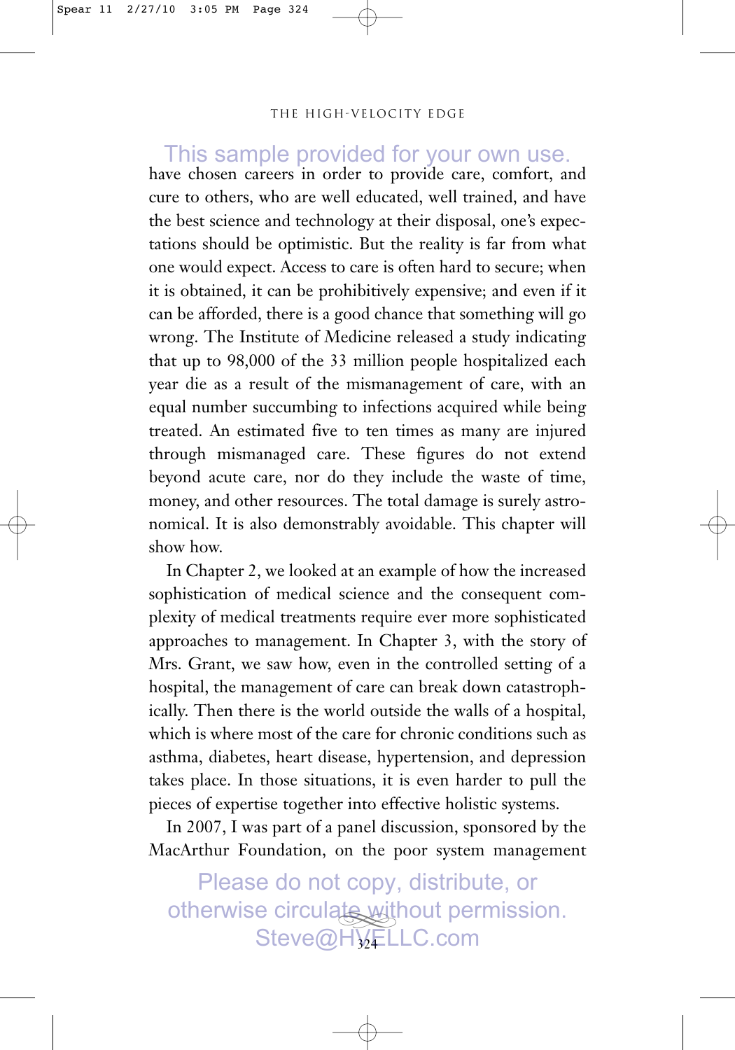This sample provided for your own use.

have chosen careers in order to provide care, comfort, and cure to others, who are well educated, well trained, and have the best science and technology at their disposal, one's expectations should be optimistic. But the reality is far from what one would expect. Access to care is often hard to secure; when it is obtained, it can be prohibitively expensive; and even if it can be afforded, there is a good chance that something will go wrong. The Institute of Medicine released a study indicating that up to 98,000 of the 33 million people hospitalized each year die as a result of the mismanagement of care, with an equal number succumbing to infections acquired while being treated. An estimated five to ten times as many are injured through mismanaged care. These figures do not extend beyond acute care, nor do they include the waste of time, money, and other resources. The total damage is surely astronomical. It is also demonstrably avoidable. This chapter will show how.

In Chapter 2, we looked at an example of how the increased sophistication of medical science and the consequent complexity of medical treatments require ever more sophisticated approaches to management. In Chapter 3, with the story of Mrs. Grant, we saw how, even in the controlled setting of a hospital, the management of care can break down catastrophically. Then there is the world outside the walls of a hospital, which is where most of the care for chronic conditions such as asthma, diabetes, heart disease, hypertension, and depression takes place. In those situations, it is even harder to pull the pieces of expertise together into effective holistic systems.

In 2007, I was part of a panel discussion, sponsored by the MacArthur Foundation, on the poor system management

Please do not copy, distribute, or otherwise circulate without permission. Steve@HVELLC.com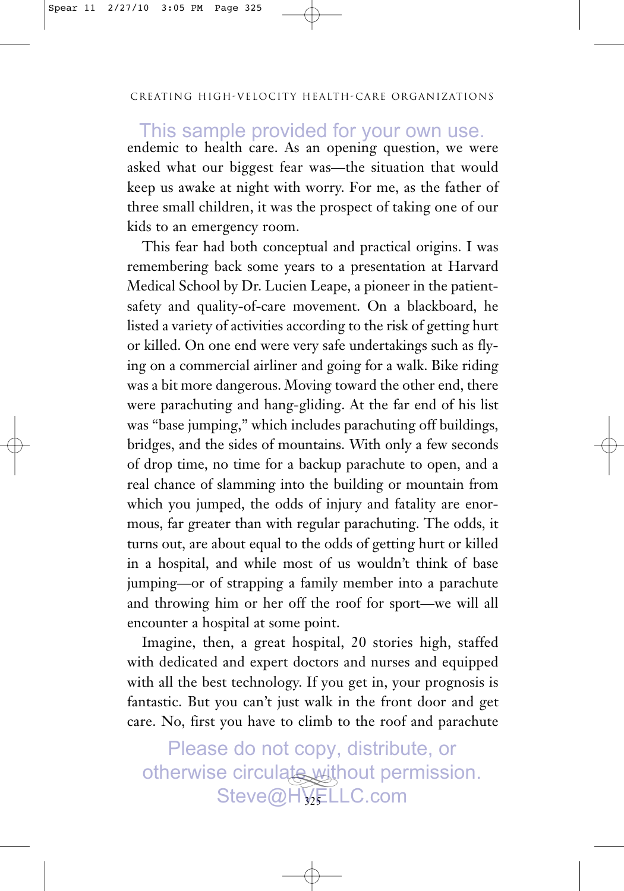endemic to health care. As an opening question, we were asked what our biggest fear was—the situation that would keep us awake at night with worry. For me, as the father of three small children, it was the prospect of taking one of our kids to an emergency room.

This fear had both conceptual and practical origins. I was remembering back some years to a presentation at Harvard Medical School by Dr. Lucien Leape, a pioneer in the patient-safety and quality-of-care movement. On a blackboard, he listed a variety of activities according to the risk of getting hurt or killed. On one end were very safe undertakings such as flying on a commercial airliner and going for a walk. Bike riding was a bit more dangerous. Moving toward the other end, there were parachuting and hang-gliding. At the far end of his list was "base jumping," which includes parachuting off buildings, bridges, and the sides of mountains. With only a few seconds of drop time, no time for a backup parachute to open, and a real chance of slamming into the building or mountain from which you jumped, the odds of injury and fatality are enormous, far greater than with regular parachuting. The odds, it turns out, are about equal to the odds of getting hurt or killed in a hospital, and while most of us wouldn't think of base jumping—or of strapping a family member into a parachute and throwing him or her off the roof for sport—we will all encounter a hospital at some point.

Imagine, then, a great hospital, 20 stories high, staffed with dedicated and expert doctors and nurses and equipped with all the best technology. If you get in, your prognosis is fantastic. But you can't just walk in the front door and get care. No, first you have to climb to the roof and parachute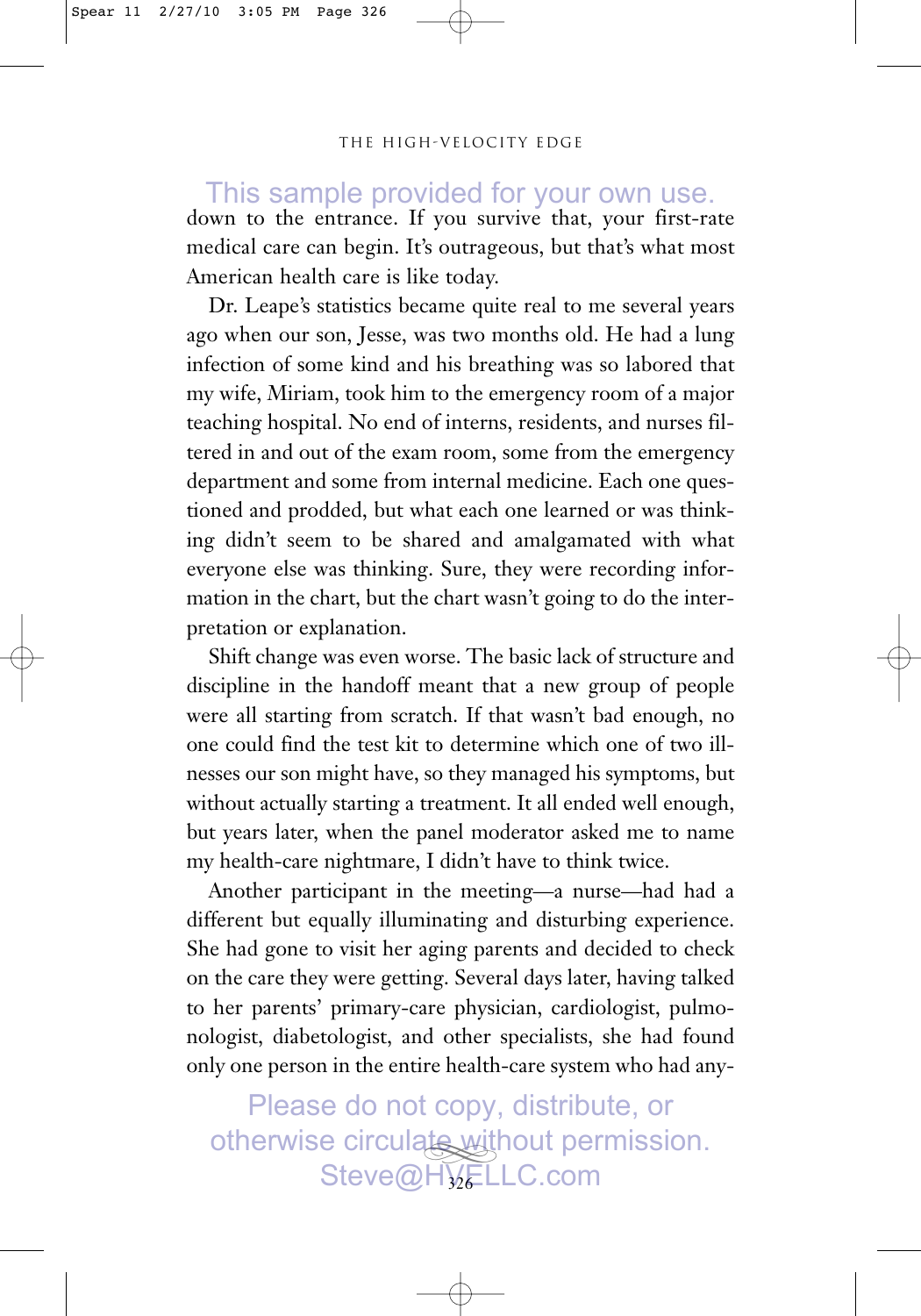down to the entrance. If you survive that, your first-rate medical care can begin. It's outrageous, but that's what most American health care is like today.

Dr. Leape's statistics became quite real to me several years ago when our son, Jesse, was two months old. He had a lung infection of some kind and his breathing was so labored that my wife, Miriam, took him to the emergency room of a major teaching hospital. No end of interns, residents, and nurses filtered in and out of the exam room, some from the emergency department and some from internal medicine. Each one questioned and prodded, but what each one learned or was thinking didn't seem to be shared and amalgamated with what everyone else was thinking. Sure, they were recording information in the chart, but the chart wasn't going to do the interpretation or explanation.

Shift change was even worse. The basic lack of structure and discipline in the handoff meant that a new group of people were all starting from scratch. If that wasn't bad enough, no one could find the test kit to determine which one of two illnesses our son might have, so they managed his symptoms, but without actually starting a treatment. It all ended well enough, but years later, when the panel moderator asked me to name my health-care nightmare, I didn't have to think twice.

Another participant in the meeting—a nurse—had had a different but equally illuminating and disturbing experience. She had gone to visit her aging parents and decided to check on the care they were getting. Several days later, having talked to her parents' primary-care physician, cardiologist, pulmonologist, diabetologist, and other specialists, she had found only one person in the entire health-care system who had any-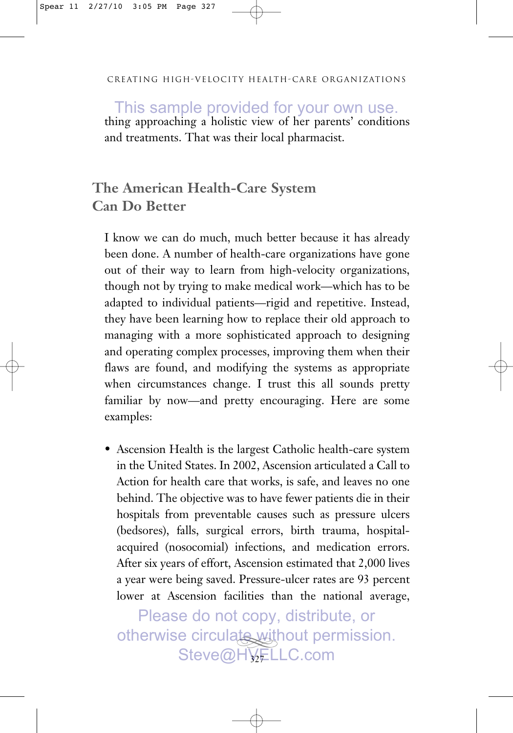thing approaching a holistic view of her parents' conditions and treatments. That was their local pharmacist.

## The American Health-Care System Can Do Better

I know we can do much, much better because it has already been done. A number of health-care organizations have gone out of their way to learn from high-velocity organizations, though not by trying to make medical work—which has to be adapted to individual patients—rigid and repetitive. Instead, they have been learning how to replace their old approach to managing with a more sophisticated approach to designing and operating complex processes, improving them when their flaws are found, and modifying the systems as appropriate when circumstances change. I trust this all sounds pretty familiar by now—and pretty encouraging. Here are some examples:

- Ascension Health is the largest Catholic health-care system in the United States. In 2002, Ascension articulated a Call to Action for health care that works, is safe, and leaves no one behind. The objective was to have fewer patients die in their hospitals from preventable causes such as pressure ulcers (bedsores), falls, surgical errors, birth trauma, hospital-acquired (nosocomial) infections, and medication errors. After six years of effort, Ascension estimated that 2,000 lives a year were being saved. Pressure-ulcer rates are 93 percent lower at Ascension facilities than the national average,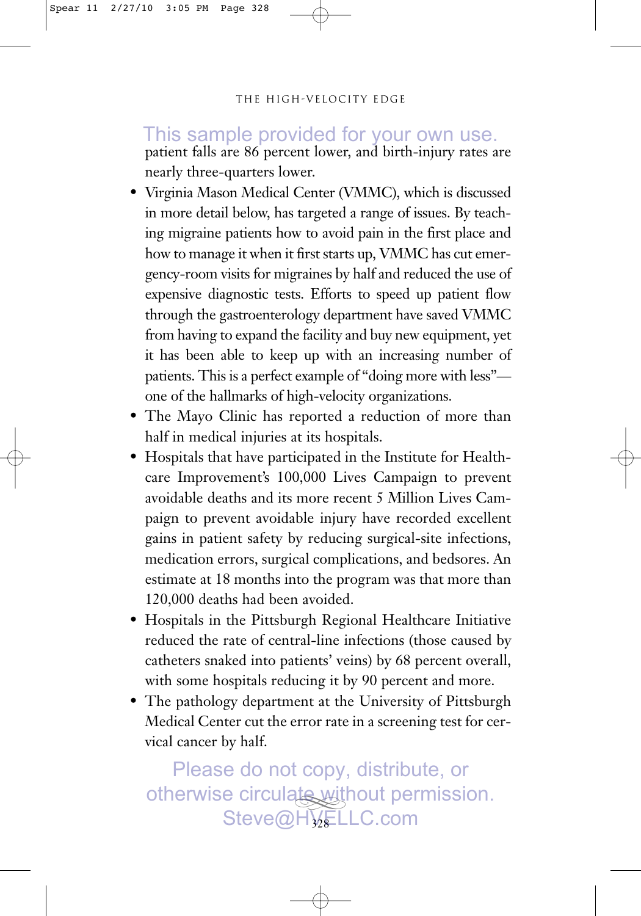patient falls are 86 percent lower, and birth-injury rates are nearly three-quarters lower.

- Virginia Mason Medical Center (VMMC), which is discussed in more detail below, has targeted a range of issues. By teaching migraine patients how to avoid pain in the first place and how to manage it when it first starts up, VMMC has cut emergency-room visits for migraines by half and reduced the use of expensive diagnostic tests. Efforts to speed up patient flow through the gastroenterology department have saved VMMC from having to expand the facility and buy new equipment, yet it has been able to keep up with an increasing number of patients. This is a perfect example of "doing more with less"—one of the hallmarks of high-velocity organizations.
- The Mayo Clinic has reported a reduction of more than half in medical injuries at its hospitals.
- Hospitals that have participated in the Institute for Healthcare Improvement's 100,000 Lives Campaign to prevent avoidable deaths and its more recent 5 Million Lives Campaign to prevent avoidable injury have recorded excellent gains in patient safety by reducing surgical-site infections, medication errors, surgical complications, and bedsores. An estimate at 18 months into the program was that more than 120,000 deaths had been avoided.
- Hospitals in the Pittsburgh Regional Healthcare Initiative reduced the rate of central-line infections (those caused by catheters snaked into patients' veins) by 68 percent overall, with some hospitals reducing it by 90 percent and more.
- The pathology department at the University of Pittsburgh Medical Center cut the error rate in a screening test for cervical cancer by half.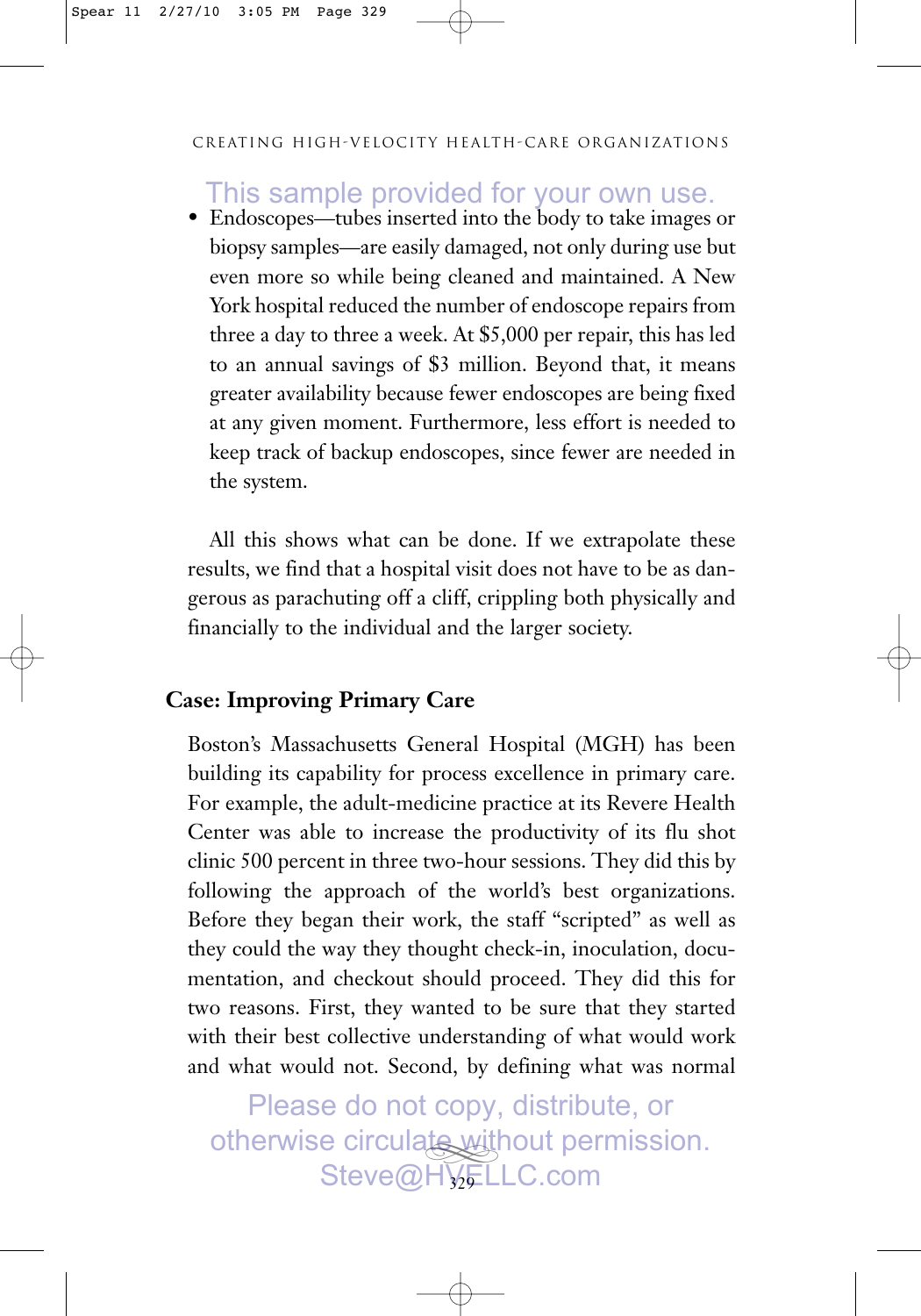- Endoscopes—tubes inserted into the body to take images or biopsy samples—are easily damaged, not only during use but even more so while being cleaned and maintained. A New York hospital reduced the number of endoscope repairs from three a day to three a week. At $5,000 per repair, this has led to an annual savings of $3 million. Beyond that, it means greater availability because fewer endoscopes are being fixed at any given moment. Furthermore, less effort is needed to keep track of backup endoscopes, since fewer are needed in the system.

All this shows what can be done. If we extrapolate these results, we find that a hospital visit does not have to be as dangerous as parachuting off a cliff, crippling both physically and financially to the individual and the larger society.

### Case: Improving Primary Care

Boston's Massachusetts General Hospital (MGH) has been building its capability for process excellence in primary care. For example, the adult-medicine practice at its Revere Health Center was able to increase the productivity of its flu shot clinic 500 percent in three two-hour sessions. They did this by following the approach of the world's best organizations. Before they began their work, the staff "scripted" as well as they could the way they thought check-in, inoculation, documentation, and checkout should proceed. They did this for two reasons. First, they wanted to be sure that they started with their best collective understanding of what would work and what would not. Second, by defining what was normal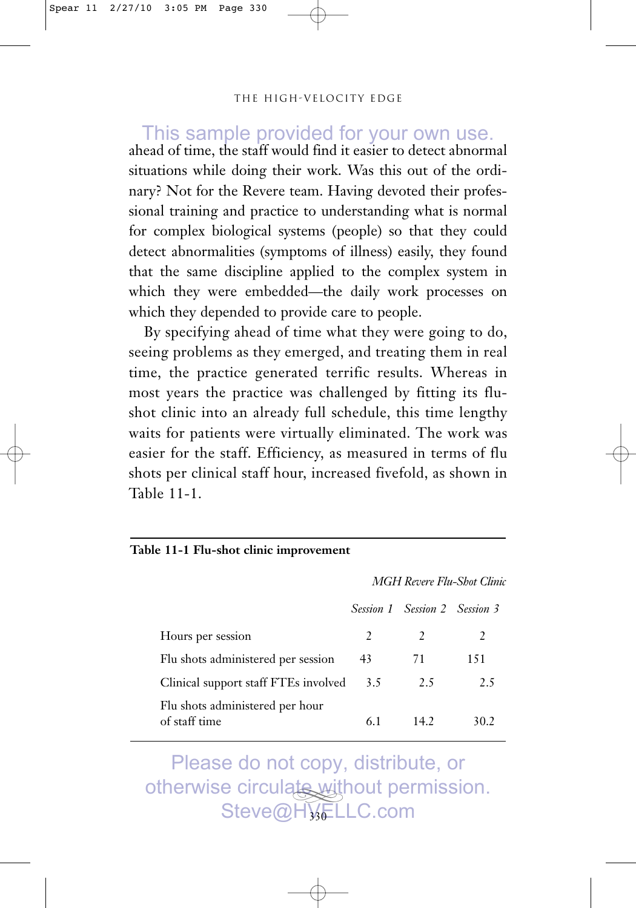ahead of time, the staff would find it easier to detect abnormal situations while doing their work. Was this out of the ordinary? Not for the Revere team. Having devoted their professional training and practice to understanding what is normal for complex biological systems (people) so that they could detect abnormalities (symptoms of illness) easily, they found that the same discipline applied to the complex system in which they were embedded—the daily work processes on which they depended to provide care to people.

By specifying ahead of time what they were going to do, seeing problems as they emerged, and treating them in real time, the practice generated terrific results. Whereas in most years the practice was challenged by fitting its flu-shot clinic into an already full schedule, this time lengthy waits for patients were virtually eliminated. The work was easier for the staff. Efficiency, as measured in terms of flu shots per clinical staff hour, increased fivefold, as shown in Table 11-1.

**Table 11-1 Flu-shot clinic improvement**

| | *MGH Revere Flu-Shot Clinic* | | |
|---|---|---|---|
| | *Session 1* | *Session 2* | *Session 3* |
| Hours per session | 2 | 2 | 2 |
| Flu shots administered per session | 43 | 71 | 151 |
| Clinical support staff FTEs involved | 3.5 | 2.5 | 2.5 |
| Flu shots administered per hour of staff time | 6.1 | 14.2 | 30.2 |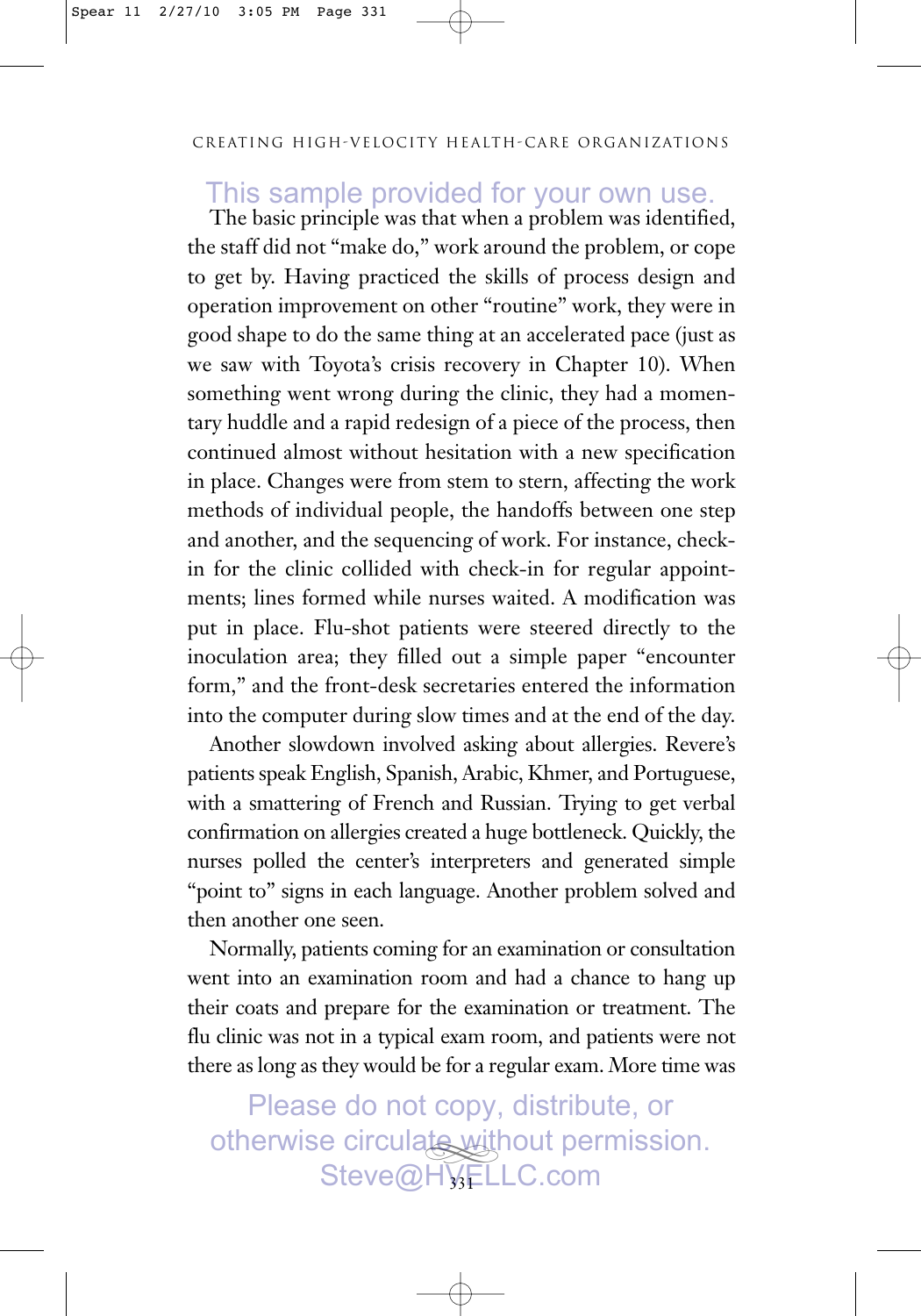The basic principle was that when a problem was identified, the staff did not "make do," work around the problem, or cope to get by. Having practiced the skills of process design and operation improvement on other "routine" work, they were in good shape to do the same thing at an accelerated pace (just as we saw with Toyota's crisis recovery in Chapter 10). When something went wrong during the clinic, they had a momentary huddle and a rapid redesign of a piece of the process, then continued almost without hesitation with a new specification in place. Changes were from stem to stern, affecting the work methods of individual people, the handoffs between one step and another, and the sequencing of work. For instance, check-in for the clinic collided with check-in for regular appointments; lines formed while nurses waited. A modification was put in place. Flu-shot patients were steered directly to the inoculation area; they filled out a simple paper "encounter form," and the front-desk secretaries entered the information into the computer during slow times and at the end of the day.

Another slowdown involved asking about allergies. Revere's patients speak English, Spanish, Arabic, Khmer, and Portuguese, with a smattering of French and Russian. Trying to get verbal confirmation on allergies created a huge bottleneck. Quickly, the nurses polled the center's interpreters and generated simple "point to" signs in each language. Another problem solved and then another one seen.

Normally, patients coming for an examination or consultation went into an examination room and had a chance to hang up their coats and prepare for the examination or treatment. The flu clinic was not in a typical exam room, and patients were not there as long as they would be for a regular exam. More time was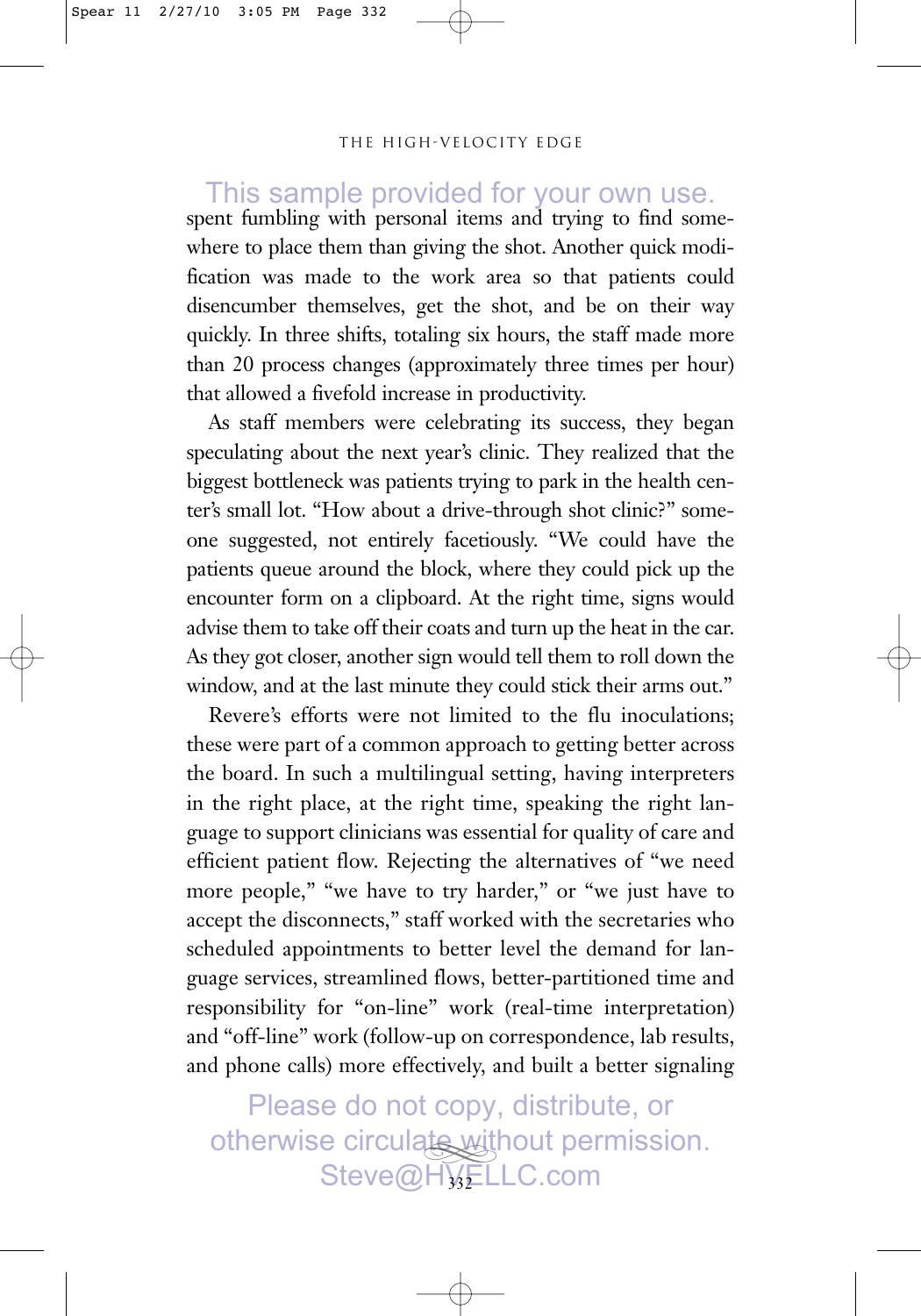spent fumbling with personal items and trying to find somewhere to place them than giving the shot. Another quick modification was made to the work area so that patients could disencumber themselves, get the shot, and be on their way quickly. In three shifts, totaling six hours, the staff made more than 20 process changes (approximately three times per hour) that allowed a fivefold increase in productivity.

As staff members were celebrating its success, they began speculating about the next year's clinic. They realized that the biggest bottleneck was patients trying to park in the health center's small lot. "How about a drive-through shot clinic?" someone suggested, not entirely facetiously. "We could have the patients queue around the block, where they could pick up the encounter form on a clipboard. At the right time, signs would advise them to take off their coats and turn up the heat in the car. As they got closer, another sign would tell them to roll down the window, and at the last minute they could stick their arms out."

Revere's efforts were not limited to the flu inoculations; these were part of a common approach to getting better across the board. In such a multilingual setting, having interpreters in the right place, at the right time, speaking the right language to support clinicians was essential for quality of care and efficient patient flow. Rejecting the alternatives of "we need more people," "we have to try harder," or "we just have to accept the disconnects," staff worked with the secretaries who scheduled appointments to better level the demand for language services, streamlined flows, better-partitioned time and responsibility for "on-line" work (real-time interpretation) and "off-line" work (follow-up on correspondence, lab results, and phone calls) more effectively, and built a better signaling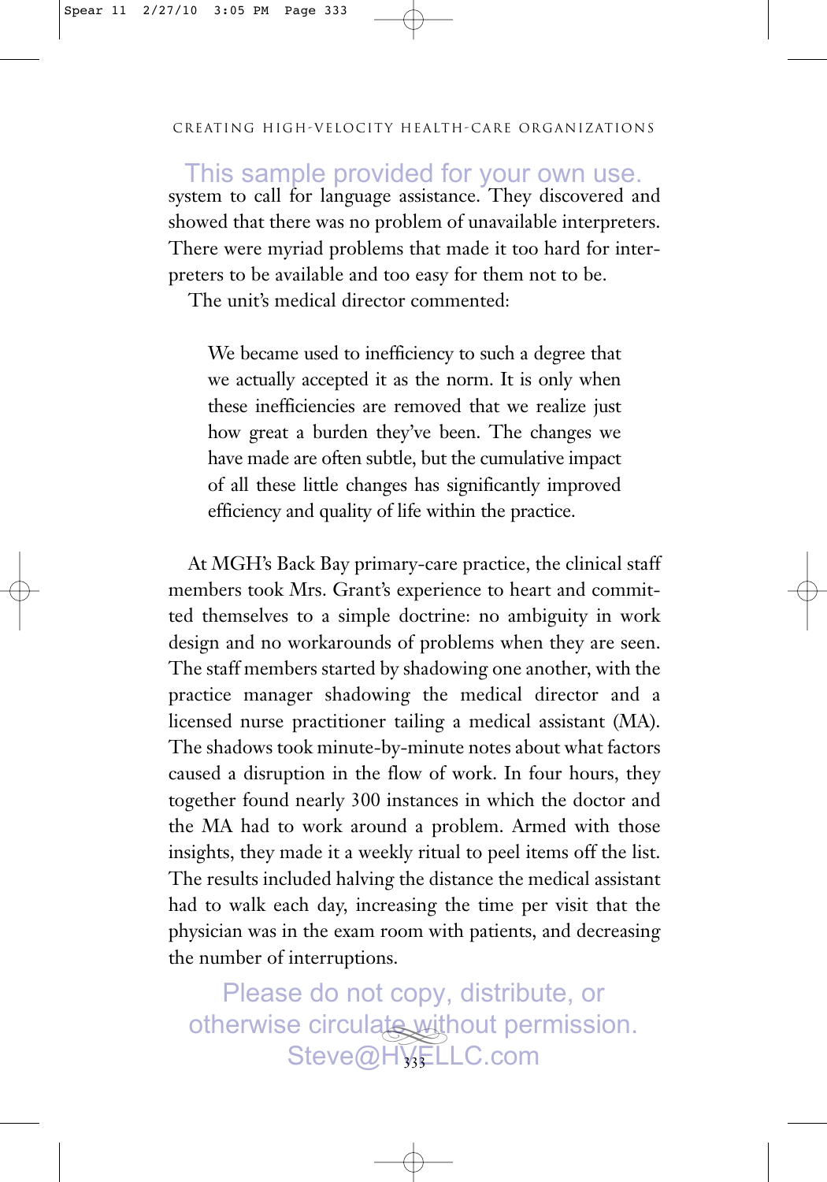system to call for language assistance. They discovered and showed that there was no problem of unavailable interpreters. There were myriad problems that made it too hard for interpreters to be available and too easy for them not to be.

The unit's medical director commented:

> We became used to inefficiency to such a degree that we actually accepted it as the norm. It is only when these inefficiencies are removed that we realize just how great a burden they've been. The changes we have made are often subtle, but the cumulative impact of all these little changes has significantly improved efficiency and quality of life within the practice.

At MGH's Back Bay primary-care practice, the clinical staff members took Mrs. Grant's experience to heart and committed themselves to a simple doctrine: no ambiguity in work design and no workarounds of problems when they are seen. The staff members started by shadowing one another, with the practice manager shadowing the medical director and a licensed nurse practitioner tailing a medical assistant (MA). The shadows took minute-by-minute notes about what factors caused a disruption in the flow of work. In four hours, they together found nearly 300 instances in which the doctor and the MA had to work around a problem. Armed with those insights, they made it a weekly ritual to peel items off the list. The results included halving the distance the medical assistant had to walk each day, increasing the time per visit that the physician was in the exam room with patients, and decreasing the number of interruptions.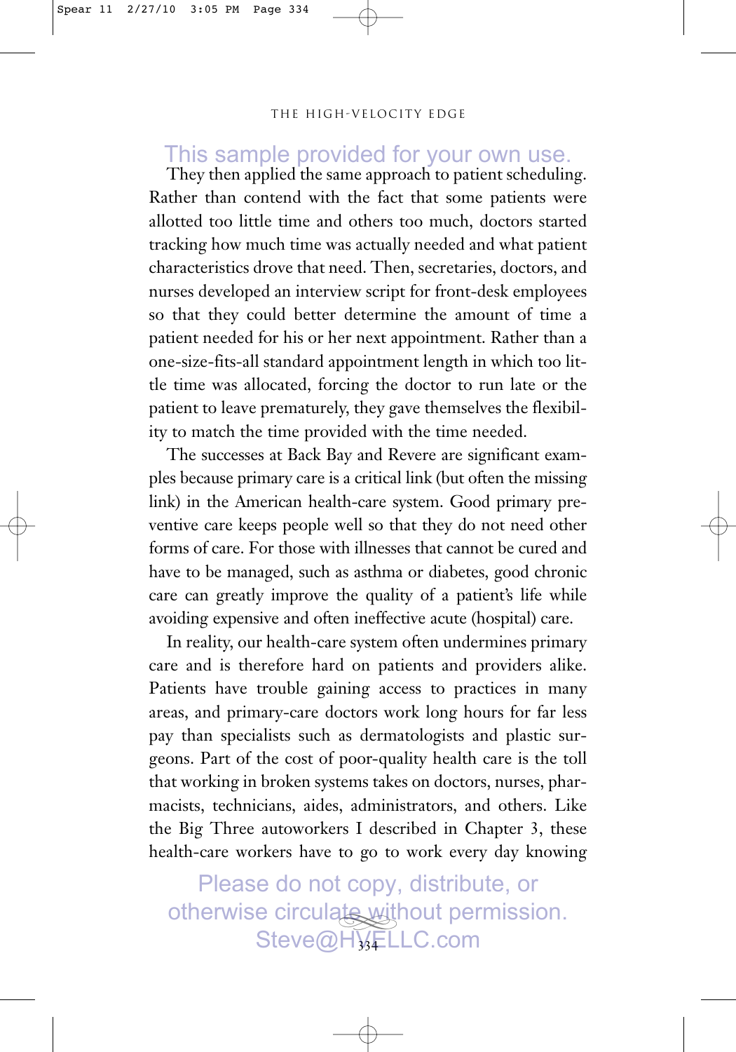This sample provided for your own use.

They then applied the same approach to patient scheduling. Rather than contend with the fact that some patients were allotted too little time and others too much, doctors started tracking how much time was actually needed and what patient characteristics drove that need. Then, secretaries, doctors, and nurses developed an interview script for front-desk employees so that they could better determine the amount of time a patient needed for his or her next appointment. Rather than a one-size-fits-all standard appointment length in which too little time was allocated, forcing the doctor to run late or the patient to leave prematurely, they gave themselves the flexibility to match the time provided with the time needed.

The successes at Back Bay and Revere are significant examples because primary care is a critical link (but often the missing link) in the American health-care system. Good primary preventive care keeps people well so that they do not need other forms of care. For those with illnesses that cannot be cured and have to be managed, such as asthma or diabetes, good chronic care can greatly improve the quality of a patient's life while avoiding expensive and often ineffective acute (hospital) care.

In reality, our health-care system often undermines primary care and is therefore hard on patients and providers alike. Patients have trouble gaining access to practices in many areas, and primary-care doctors work long hours for far less pay than specialists such as dermatologists and plastic surgeons. Part of the cost of poor-quality health care is the toll that working in broken systems takes on doctors, nurses, pharmacists, technicians, aides, administrators, and others. Like the Big Three autoworkers I described in Chapter 3, these health-care workers have to go to work every day knowing

Please do not copy, distribute, or otherwise circulate without permission. Steve@HVELLC.com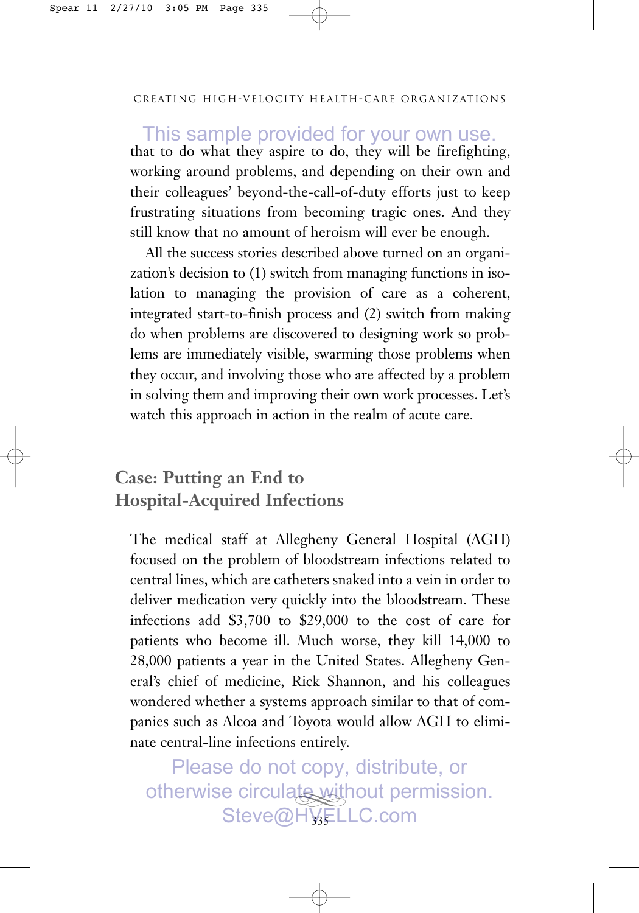that to do what they aspire to do, they will be firefighting, working around problems, and depending on their own and their colleagues' beyond-the-call-of-duty efforts just to keep frustrating situations from becoming tragic ones. And they still know that no amount of heroism will ever be enough.

All the success stories described above turned on an organization's decision to (1) switch from managing functions in isolation to managing the provision of care as a coherent, integrated start-to-finish process and (2) switch from making do when problems are discovered to designing work so problems are immediately visible, swarming those problems when they occur, and involving those who are affected by a problem in solving them and improving their own work processes. Let's watch this approach in action in the realm of acute care.

## Case: Putting an End to Hospital-Acquired Infections

The medical staff at Allegheny General Hospital (AGH) focused on the problem of bloodstream infections related to central lines, which are catheters snaked into a vein in order to deliver medication very quickly into the bloodstream. These infections add $3,700 to $29,000 to the cost of care for patients who become ill. Much worse, they kill 14,000 to 28,000 patients a year in the United States. Allegheny General's chief of medicine, Rick Shannon, and his colleagues wondered whether a systems approach similar to that of companies such as Alcoa and Toyota would allow AGH to eliminate central-line infections entirely.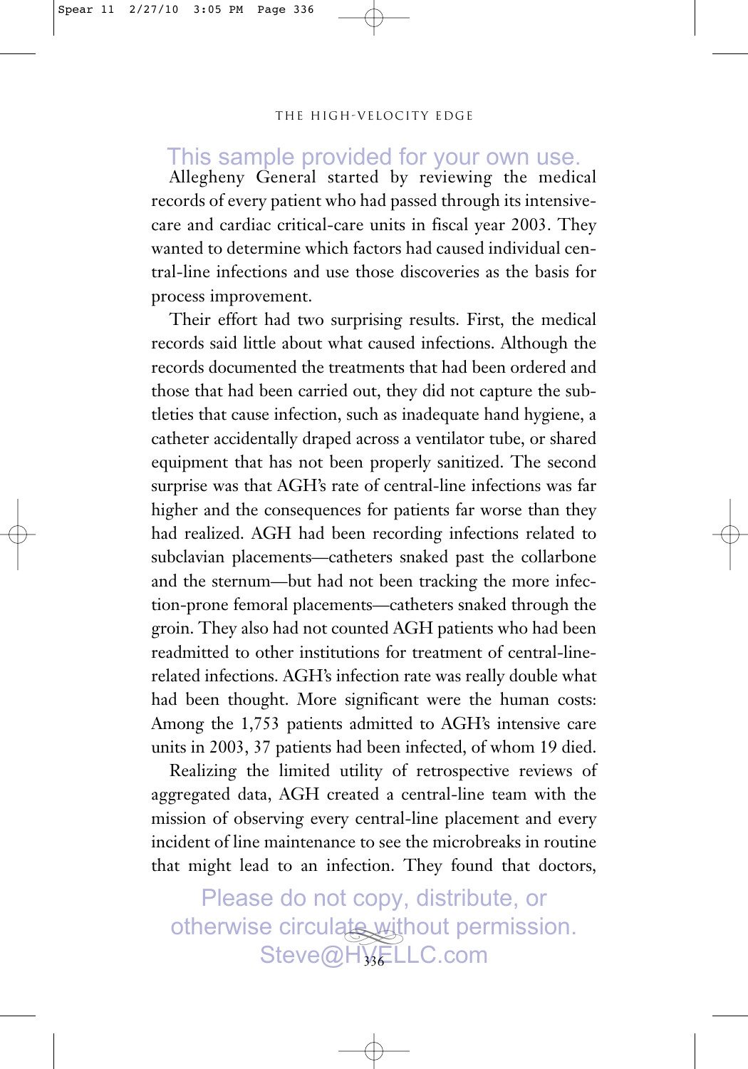Allegheny General started by reviewing the medical records of every patient who had passed through its intensive-care and cardiac critical-care units in fiscal year 2003. They wanted to determine which factors had caused individual central-line infections and use those discoveries as the basis for process improvement.

Their effort had two surprising results. First, the medical records said little about what caused infections. Although the records documented the treatments that had been ordered and those that had been carried out, they did not capture the subtleties that cause infection, such as inadequate hand hygiene, a catheter accidentally draped across a ventilator tube, or shared equipment that has not been properly sanitized. The second surprise was that AGH's rate of central-line infections was far higher and the consequences for patients far worse than they had realized. AGH had been recording infections related to subclavian placements—catheters snaked past the collarbone and the sternum—but had not been tracking the more infection-prone femoral placements—catheters snaked through the groin. They also had not counted AGH patients who had been readmitted to other institutions for treatment of central-line-related infections. AGH's infection rate was really double what had been thought. More significant were the human costs: Among the 1,753 patients admitted to AGH's intensive care units in 2003, 37 patients had been infected, of whom 19 died.

Realizing the limited utility of retrospective reviews of aggregated data, AGH created a central-line team with the mission of observing every central-line placement and every incident of line maintenance to see the microbreaks in routine that might lead to an infection. They found that doctors,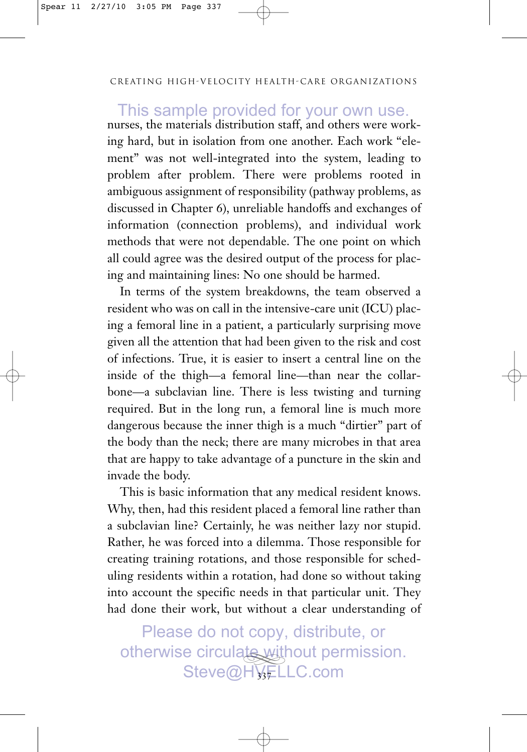nurses, the materials distribution staff, and others were working hard, but in isolation from one another. Each work "element" was not well-integrated into the system, leading to problem after problem. There were problems rooted in ambiguous assignment of responsibility (pathway problems, as discussed in Chapter 6), unreliable handoffs and exchanges of information (connection problems), and individual work methods that were not dependable. The one point on which all could agree was the desired output of the process for placing and maintaining lines: No one should be harmed.

In terms of the system breakdowns, the team observed a resident who was on call in the intensive-care unit (ICU) placing a femoral line in a patient, a particularly surprising move given all the attention that had been given to the risk and cost of infections. True, it is easier to insert a central line on the inside of the thigh—a femoral line—than near the collarbone—a subclavian line. There is less twisting and turning required. But in the long run, a femoral line is much more dangerous because the inner thigh is a much "dirtier" part of the body than the neck; there are many microbes in that area that are happy to take advantage of a puncture in the skin and invade the body.

This is basic information that any medical resident knows. Why, then, had this resident placed a femoral line rather than a subclavian line? Certainly, he was neither lazy nor stupid. Rather, he was forced into a dilemma. Those responsible for creating training rotations, and those responsible for scheduling residents within a rotation, had done so without taking into account the specific needs in that particular unit. They had done their work, but without a clear understanding of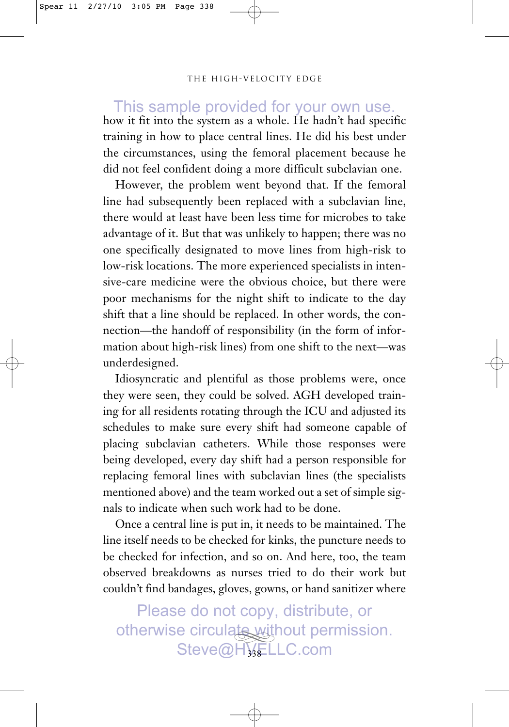how it fit into the system as a whole. He hadn't had specific training in how to place central lines. He did his best under the circumstances, using the femoral placement because he did not feel confident doing a more difficult subclavian one.

However, the problem went beyond that. If the femoral line had subsequently been replaced with a subclavian line, there would at least have been less time for microbes to take advantage of it. But that was unlikely to happen; there was no one specifically designated to move lines from high-risk to low-risk locations. The more experienced specialists in intensive-care medicine were the obvious choice, but there were poor mechanisms for the night shift to indicate to the day shift that a line should be replaced. In other words, the connection—the handoff of responsibility (in the form of information about high-risk lines) from one shift to the next—was underdesigned.

Idiosyncratic and plentiful as those problems were, once they were seen, they could be solved. AGH developed training for all residents rotating through the ICU and adjusted its schedules to make sure every shift had someone capable of placing subclavian catheters. While those responses were being developed, every day shift had a person responsible for replacing femoral lines with subclavian lines (the specialists mentioned above) and the team worked out a set of simple signals to indicate when such work had to be done.

Once a central line is put in, it needs to be maintained. The line itself needs to be checked for kinks, the puncture needs to be checked for infection, and so on. And here, too, the team observed breakdowns as nurses tried to do their work but couldn't find bandages, gloves, gowns, or hand sanitizer where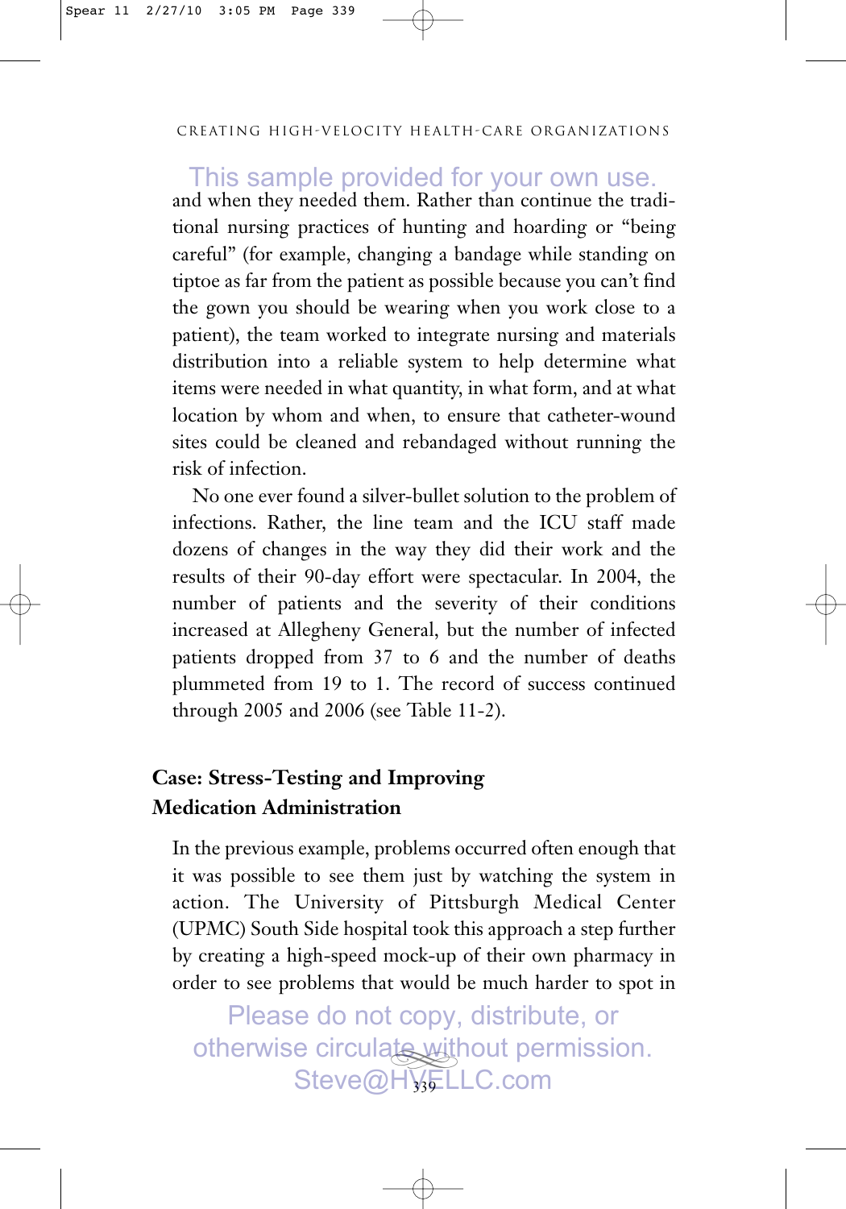and when they needed them. Rather than continue the traditional nursing practices of hunting and hoarding or "being careful" (for example, changing a bandage while standing on tiptoe as far from the patient as possible because you can't find the gown you should be wearing when you work close to a patient), the team worked to integrate nursing and materials distribution into a reliable system to help determine what items were needed in what quantity, in what form, and at what location by whom and when, to ensure that catheter-wound sites could be cleaned and rebandaged without running the risk of infection.

No one ever found a silver-bullet solution to the problem of infections. Rather, the line team and the ICU staff made dozens of changes in the way they did their work and the results of their 90-day effort were spectacular. In 2004, the number of patients and the severity of their conditions increased at Allegheny General, but the number of infected patients dropped from 37 to 6 and the number of deaths plummeted from 19 to 1. The record of success continued through 2005 and 2006 (see Table 11-2).

## Case: Stress-Testing and Improving Medication Administration

In the previous example, problems occurred often enough that it was possible to see them just by watching the system in action. The University of Pittsburgh Medical Center (UPMC) South Side hospital took this approach a step further by creating a high-speed mock-up of their own pharmacy in order to see problems that would be much harder to spot in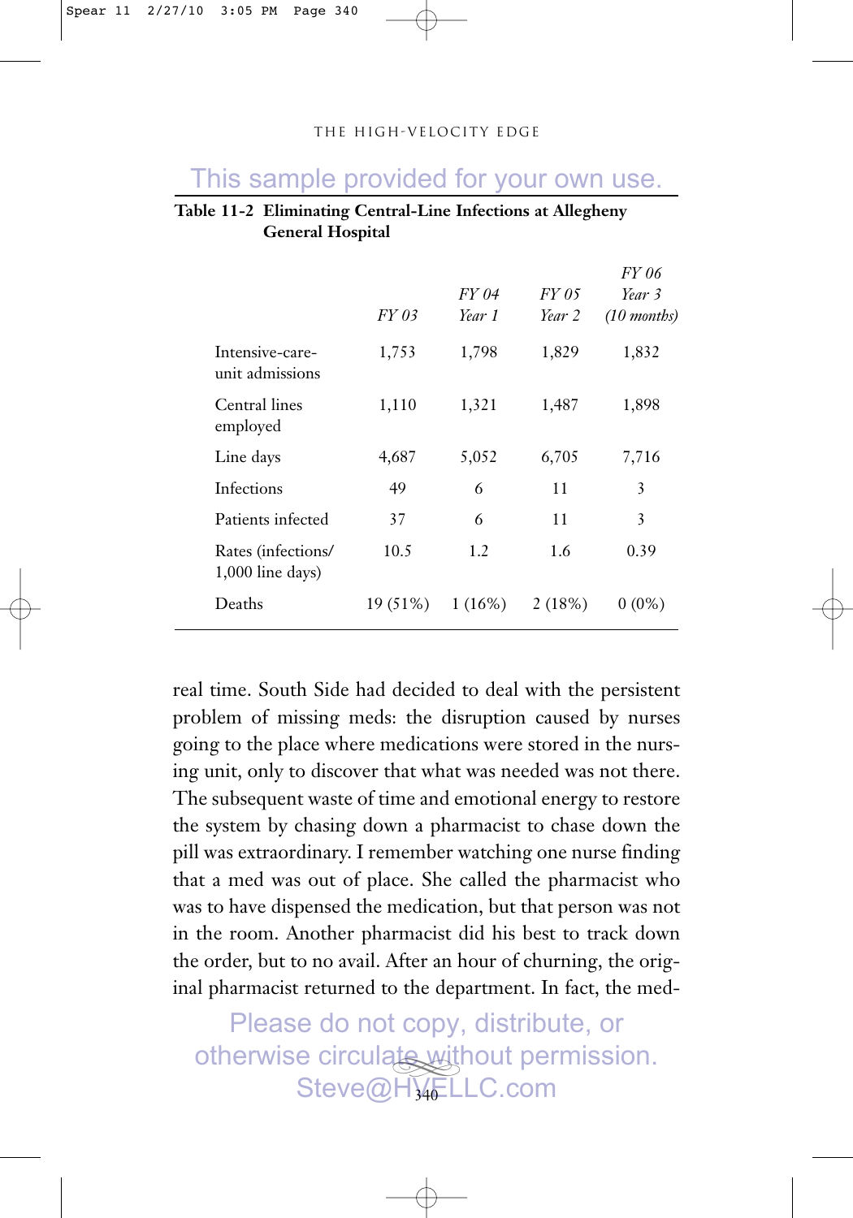**Table 11-2 Eliminating Central-Line Infections at Allegheny General Hospital**

| | *FY 03* | *FY 04 Year 1* | *FY 05 Year 2* | *FY 06 Year 3 (10 months)* |
|---|---|---|---|---|
| Intensive-care-unit admissions | 1,753 | 1,798 | 1,829 | 1,832 |
| Central lines employed | 1,110 | 1,321 | 1,487 | 1,898 |
| Line days | 4,687 | 5,052 | 6,705 | 7,716 |
| Infections | 49 | 6 | 11 | 3 |
| Patients infected | 37 | 6 | 11 | 3 |
| Rates (infections/ 1,000 line days) | 10.5 | 1.2 | 1.6 | 0.39 |
| Deaths | 19 (51%) | 1 (16%) | 2 (18%) | 0 (0%) |

real time. South Side had decided to deal with the persistent problem of missing meds: the disruption caused by nurses going to the place where medications were stored in the nursing unit, only to discover that what was needed was not there. The subsequent waste of time and emotional energy to restore the system by chasing down a pharmacist to chase down the pill was extraordinary. I remember watching one nurse finding that a med was out of place. She called the pharmacist who was to have dispensed the medication, but that person was not in the room. Another pharmacist did his best to track down the order, but to no avail. After an hour of churning, the original pharmacist returned to the department. In fact, the med-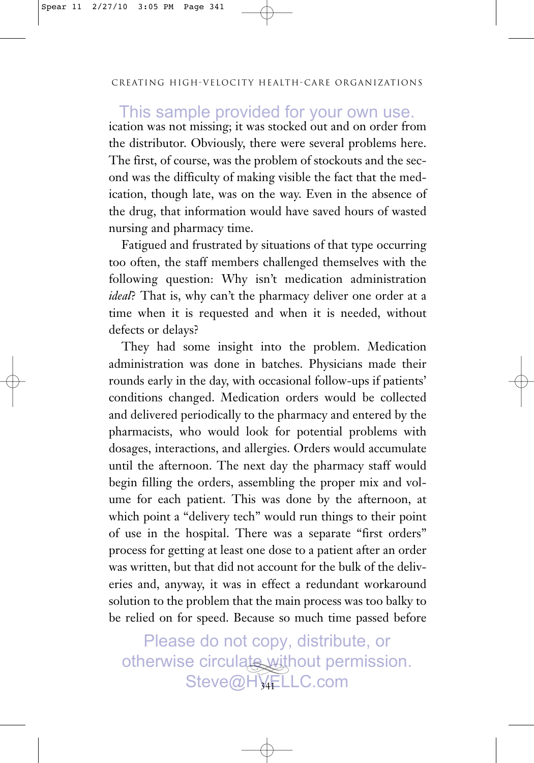ication was not missing; it was stocked out and on order from the distributor. Obviously, there were several problems here. The first, of course, was the problem of stockouts and the second was the difficulty of making visible the fact that the medication, though late, was on the way. Even in the absence of the drug, that information would have saved hours of wasted nursing and pharmacy time.

Fatigued and frustrated by situations of that type occurring too often, the staff members challenged themselves with the following question: Why isn't medication administration *ideal*? That is, why can't the pharmacy deliver one order at a time when it is requested and when it is needed, without defects or delays?

They had some insight into the problem. Medication administration was done in batches. Physicians made their rounds early in the day, with occasional follow-ups if patients' conditions changed. Medication orders would be collected and delivered periodically to the pharmacy and entered by the pharmacists, who would look for potential problems with dosages, interactions, and allergies. Orders would accumulate until the afternoon. The next day the pharmacy staff would begin filling the orders, assembling the proper mix and volume for each patient. This was done by the afternoon, at which point a "delivery tech" would run things to their point of use in the hospital. There was a separate "first orders" process for getting at least one dose to a patient after an order was written, but that did not account for the bulk of the deliveries and, anyway, it was in effect a redundant workaround solution to the problem that the main process was too balky to be relied on for speed. Because so much time passed before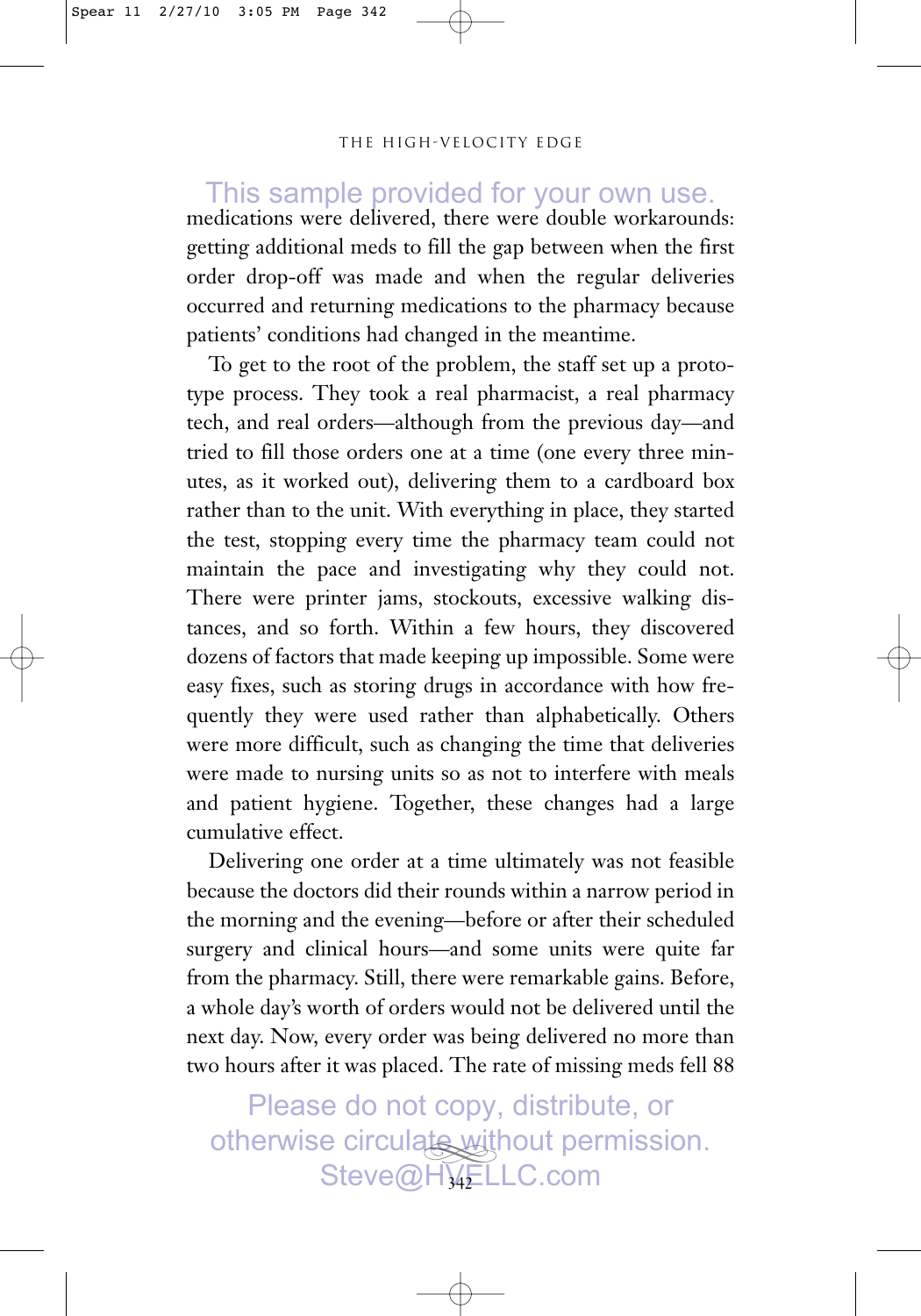medications were delivered, there were double workarounds: getting additional meds to fill the gap between when the first order drop-off was made and when the regular deliveries occurred and returning medications to the pharmacy because patients' conditions had changed in the meantime.

To get to the root of the problem, the staff set up a prototype process. They took a real pharmacist, a real pharmacy tech, and real orders—although from the previous day—and tried to fill those orders one at a time (one every three minutes, as it worked out), delivering them to a cardboard box rather than to the unit. With everything in place, they started the test, stopping every time the pharmacy team could not maintain the pace and investigating why they could not. There were printer jams, stockouts, excessive walking distances, and so forth. Within a few hours, they discovered dozens of factors that made keeping up impossible. Some were easy fixes, such as storing drugs in accordance with how frequently they were used rather than alphabetically. Others were more difficult, such as changing the time that deliveries were made to nursing units so as not to interfere with meals and patient hygiene. Together, these changes had a large cumulative effect.

Delivering one order at a time ultimately was not feasible because the doctors did their rounds within a narrow period in the morning and the evening—before or after their scheduled surgery and clinical hours—and some units were quite far from the pharmacy. Still, there were remarkable gains. Before, a whole day's worth of orders would not be delivered until the next day. Now, every order was being delivered no more than two hours after it was placed. The rate of missing meds fell 88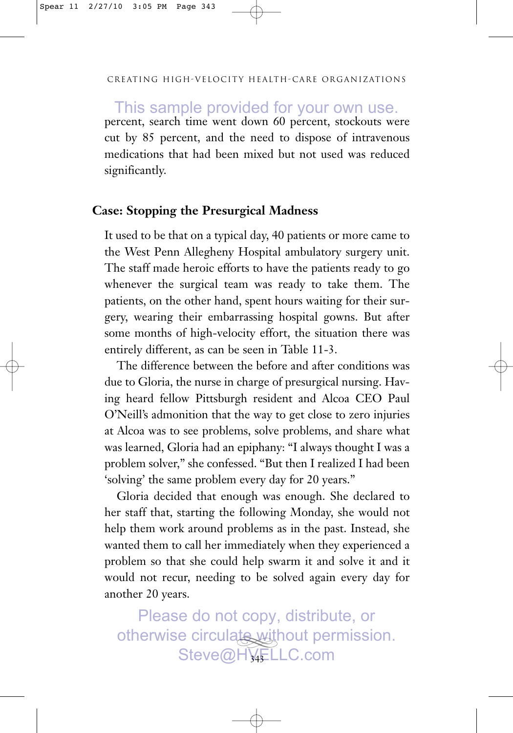percent, search time went down 60 percent, stockouts were cut by 85 percent, and the need to dispose of intravenous medications that had been mixed but not used was reduced significantly.

## Case: Stopping the Presurgical Madness

It used to be that on a typical day, 40 patients or more came to the West Penn Allegheny Hospital ambulatory surgery unit. The staff made heroic efforts to have the patients ready to go whenever the surgical team was ready to take them. The patients, on the other hand, spent hours waiting for their surgery, wearing their embarrassing hospital gowns. But after some months of high-velocity effort, the situation there was entirely different, as can be seen in Table 11-3.

The difference between the before and after conditions was due to Gloria, the nurse in charge of presurgical nursing. Having heard fellow Pittsburgh resident and Alcoa CEO Paul O'Neill's admonition that the way to get close to zero injuries at Alcoa was to see problems, solve problems, and share what was learned, Gloria had an epiphany: "I always thought I was a problem solver," she confessed. "But then I realized I had been 'solving' the same problem every day for 20 years."

Gloria decided that enough was enough. She declared to her staff that, starting the following Monday, she would not help them work around problems as in the past. Instead, she wanted them to call her immediately when they experienced a problem so that she could help swarm it and solve it and it would not recur, needing to be solved again every day for another 20 years.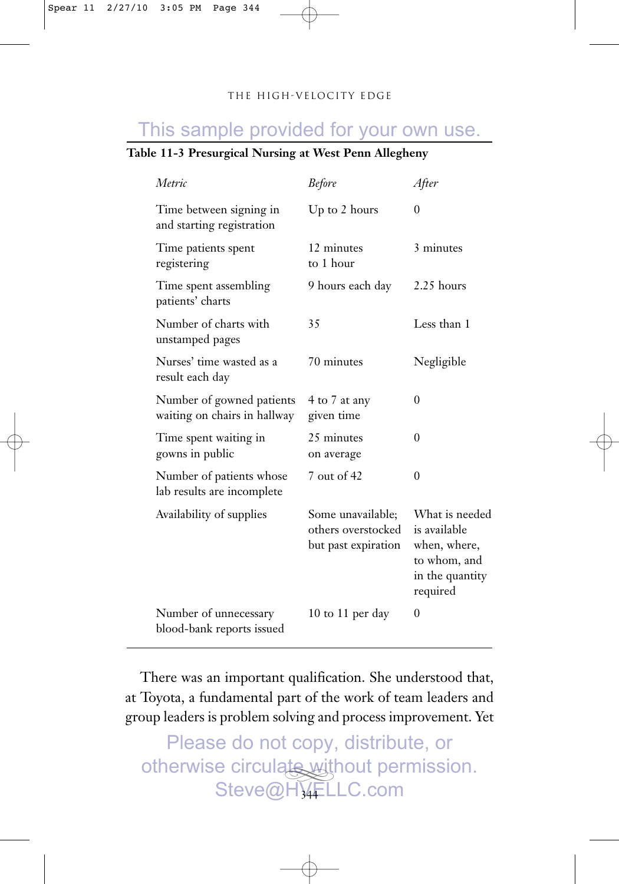**Table 11-3 Presurgical Nursing at West Penn Allegheny**

| *Metric* | *Before* | *After* |
|---|---|---|
| Time between signing in and starting registration | Up to 2 hours | 0 |
| Time patients spent registering | 12 minutes to 1 hour | 3 minutes |
| Time spent assembling patients' charts | 9 hours each day | 2.25 hours |
| Number of charts with unstamped pages | 35 | Less than 1 |
| Nurses' time wasted as a result each day | 70 minutes | Negligible |
| Number of gowned patients waiting on chairs in hallway | 4 to 7 at any given time | 0 |
| Time spent waiting in gowns in public | 25 minutes on average | 0 |
| Number of patients whose lab results are incomplete | 7 out of 42 | 0 |
| Availability of supplies | Some unavailable; others overstocked but past expiration | What is needed is available when, where, to whom, and in the quantity required |
| Number of unnecessary blood-bank reports issued | 10 to 11 per day | 0 |

There was an important qualification. She understood that, at Toyota, a fundamental part of the work of team leaders and group leaders is problem solving and process improvement. Yet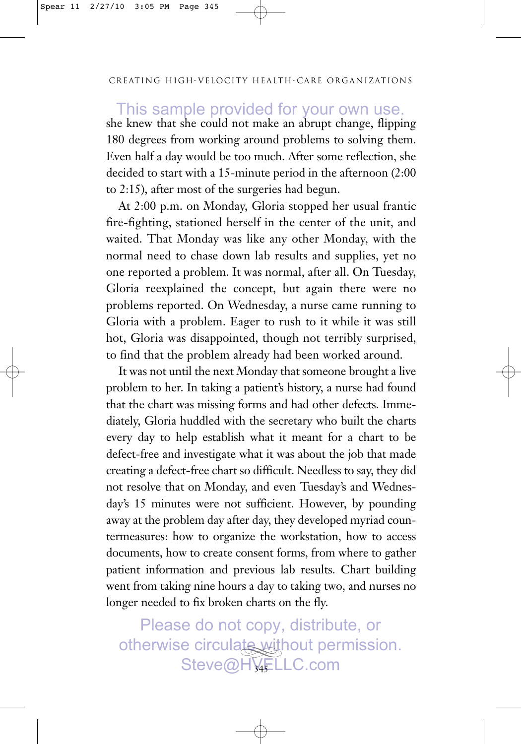she knew that she could not make an abrupt change, flipping 180 degrees from working around problems to solving them. Even half a day would be too much. After some reflection, she decided to start with a 15-minute period in the afternoon (2:00 to 2:15), after most of the surgeries had begun.

At 2:00 p.m. on Monday, Gloria stopped her usual frantic fire-fighting, stationed herself in the center of the unit, and waited. That Monday was like any other Monday, with the normal need to chase down lab results and supplies, yet no one reported a problem. It was normal, after all. On Tuesday, Gloria reexplained the concept, but again there were no problems reported. On Wednesday, a nurse came running to Gloria with a problem. Eager to rush to it while it was still hot, Gloria was disappointed, though not terribly surprised, to find that the problem already had been worked around.

It was not until the next Monday that someone brought a live problem to her. In taking a patient's history, a nurse had found that the chart was missing forms and had other defects. Immediately, Gloria huddled with the secretary who built the charts every day to help establish what it meant for a chart to be defect-free and investigate what it was about the job that made creating a defect-free chart so difficult. Needless to say, they did not resolve that on Monday, and even Tuesday's and Wednesday's 15 minutes were not sufficient. However, by pounding away at the problem day after day, they developed myriad countermeasures: how to organize the workstation, how to access documents, how to create consent forms, from where to gather patient information and previous lab results. Chart building went from taking nine hours a day to taking two, and nurses no longer needed to fix broken charts on the fly.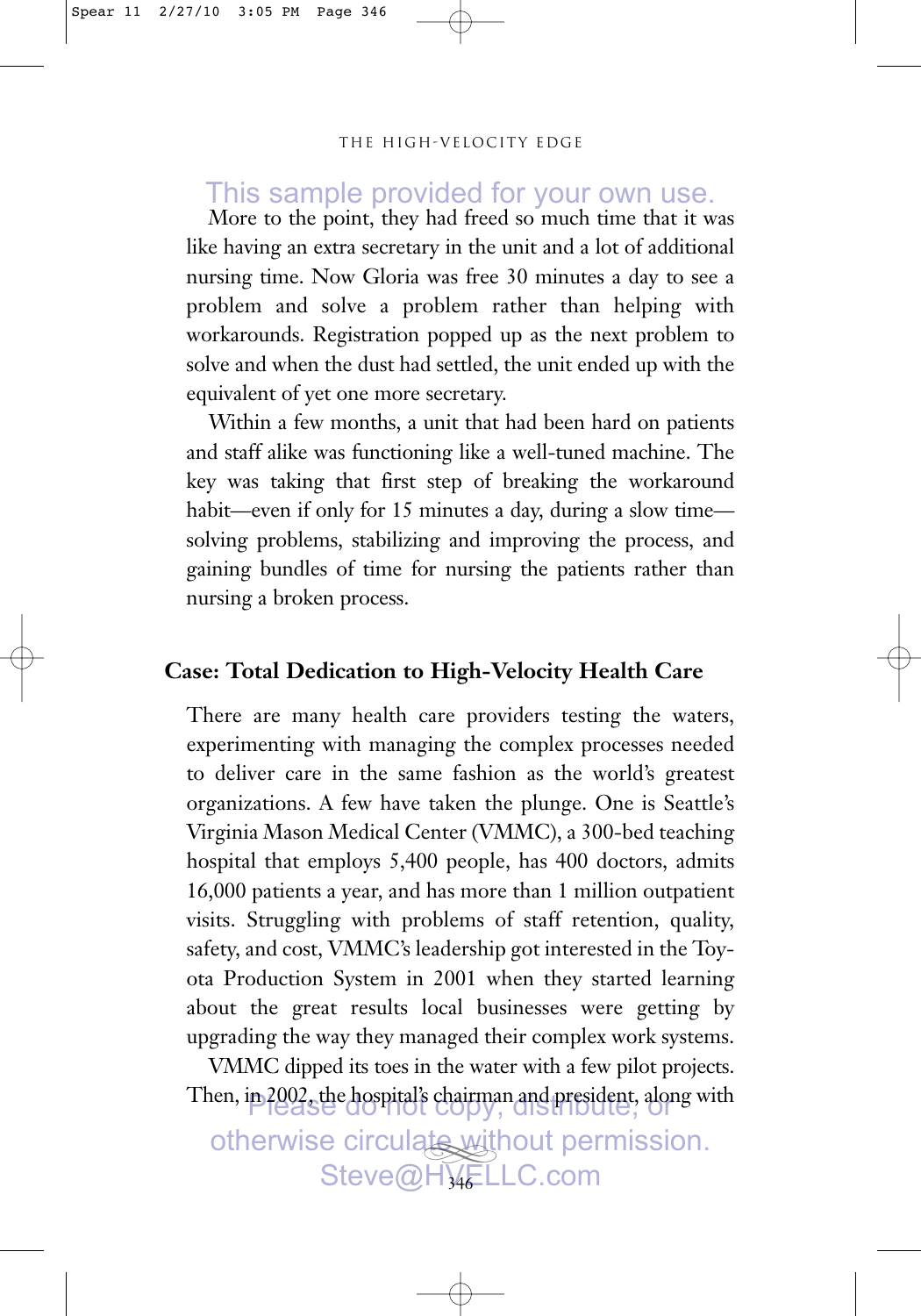More to the point, they had freed so much time that it was like having an extra secretary in the unit and a lot of additional nursing time. Now Gloria was free 30 minutes a day to see a problem and solve a problem rather than helping with workarounds. Registration popped up as the next problem to solve and when the dust had settled, the unit ended up with the equivalent of yet one more secretary.

Within a few months, a unit that had been hard on patients and staff alike was functioning like a well-tuned machine. The key was taking that first step of breaking the workaround habit—even if only for 15 minutes a day, during a slow time—solving problems, stabilizing and improving the process, and gaining bundles of time for nursing the patients rather than nursing a broken process.

### Case: Total Dedication to High-Velocity Health Care

There are many health care providers testing the waters, experimenting with managing the complex processes needed to deliver care in the same fashion as the world's greatest organizations. A few have taken the plunge. One is Seattle's Virginia Mason Medical Center (VMMC), a 300-bed teaching hospital that employs 5,400 people, has 400 doctors, admits 16,000 patients a year, and has more than 1 million outpatient visits. Struggling with problems of staff retention, quality, safety, and cost, VMMC's leadership got interested in the Toyota Production System in 2001 when they started learning about the great results local businesses were getting by upgrading the way they managed their complex work systems.

VMMC dipped its toes in the water with a few pilot projects. Then, in 2002, the hospital's chairman and president, along with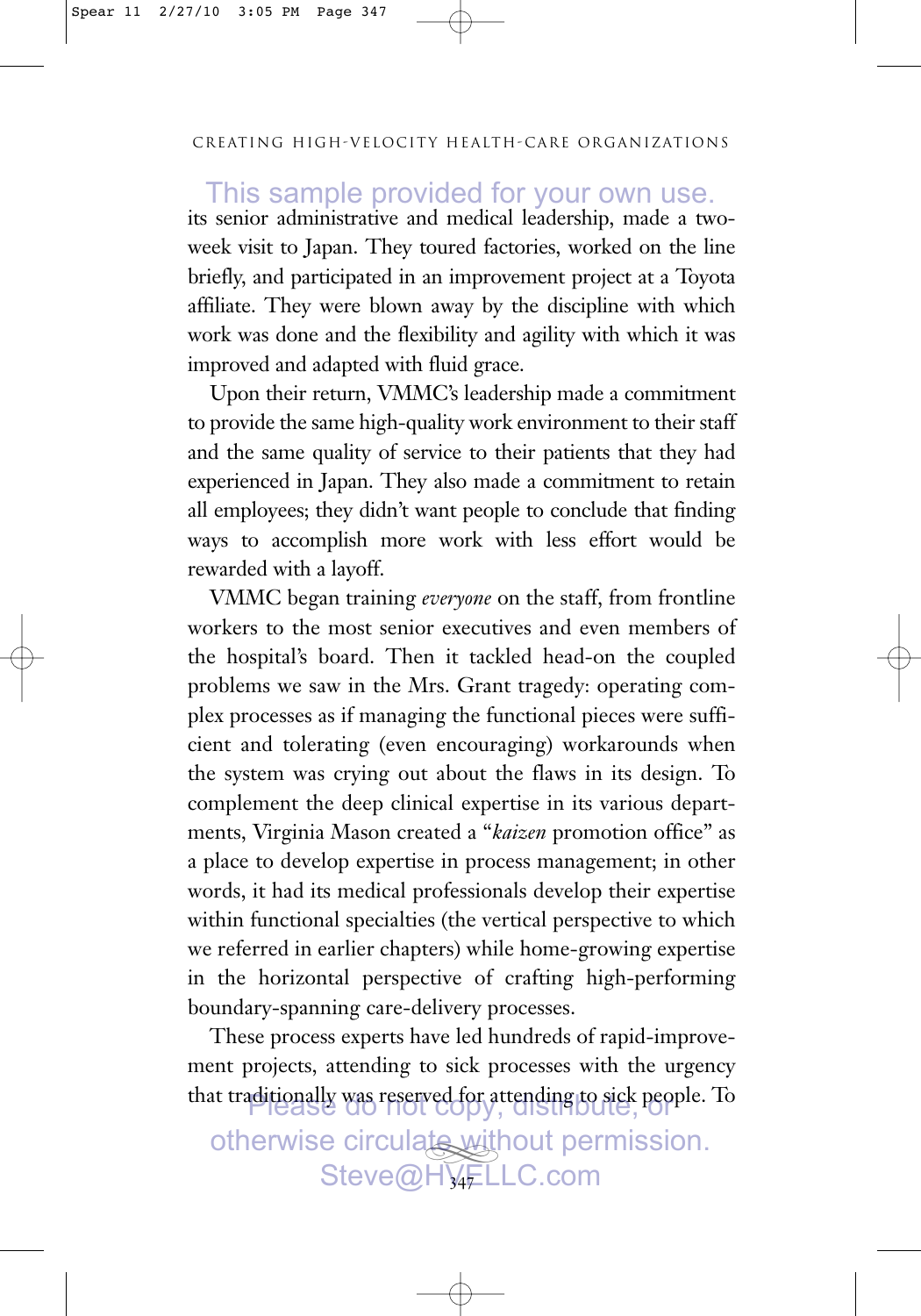its senior administrative and medical leadership, made a two-week visit to Japan. They toured factories, worked on the line briefly, and participated in an improvement project at a Toyota affiliate. They were blown away by the discipline with which work was done and the flexibility and agility with which it was improved and adapted with fluid grace.

Upon their return, VMMC's leadership made a commitment to provide the same high-quality work environment to their staff and the same quality of service to their patients that they had experienced in Japan. They also made a commitment to retain all employees; they didn't want people to conclude that finding ways to accomplish more work with less effort would be rewarded with a layoff.

VMMC began training *everyone* on the staff, from frontline workers to the most senior executives and even members of the hospital's board. Then it tackled head-on the coupled problems we saw in the Mrs. Grant tragedy: operating complex processes as if managing the functional pieces were sufficient and tolerating (even encouraging) workarounds when the system was crying out about the flaws in its design. To complement the deep clinical expertise in its various departments, Virginia Mason created a "*kaizen* promotion office" as a place to develop expertise in process management; in other words, it had its medical professionals develop their expertise within functional specialties (the vertical perspective to which we referred in earlier chapters) while home-growing expertise in the horizontal perspective of crafting high-performing boundary-spanning care-delivery processes.

These process experts have led hundreds of rapid-improvement projects, attending to sick processes with the urgency that traditionally was reserved for attending to sick people. To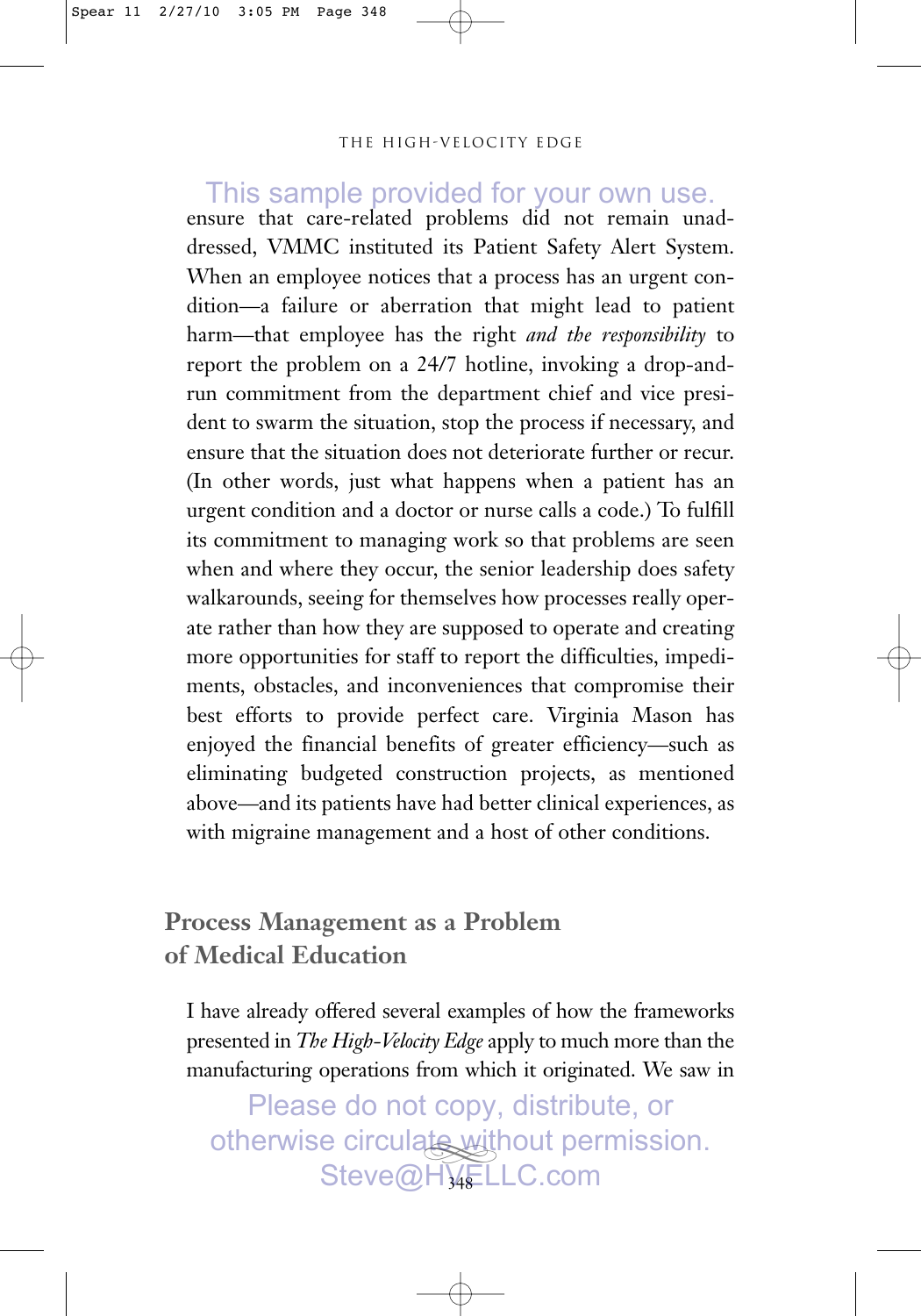ensure that care-related problems did not remain unaddressed, VMMC instituted its Patient Safety Alert System. When an employee notices that a process has an urgent condition—a failure or aberration that might lead to patient harm—that employee has the right *and the responsibility* to report the problem on a 24/7 hotline, invoking a drop-and-run commitment from the department chief and vice president to swarm the situation, stop the process if necessary, and ensure that the situation does not deteriorate further or recur. (In other words, just what happens when a patient has an urgent condition and a doctor or nurse calls a code.) To fulfill its commitment to managing work so that problems are seen when and where they occur, the senior leadership does safety walkarounds, seeing for themselves how processes really operate rather than how they are supposed to operate and creating more opportunities for staff to report the difficulties, impediments, obstacles, and inconveniences that compromise their best efforts to provide perfect care. Virginia Mason has enjoyed the financial benefits of greater efficiency—such as eliminating budgeted construction projects, as mentioned above—and its patients have had better clinical experiences, as with migraine management and a host of other conditions.

## Process Management as a Problem of Medical Education

I have already offered several examples of how the frameworks presented in *The High-Velocity Edge* apply to much more than the manufacturing operations from which it originated. We saw in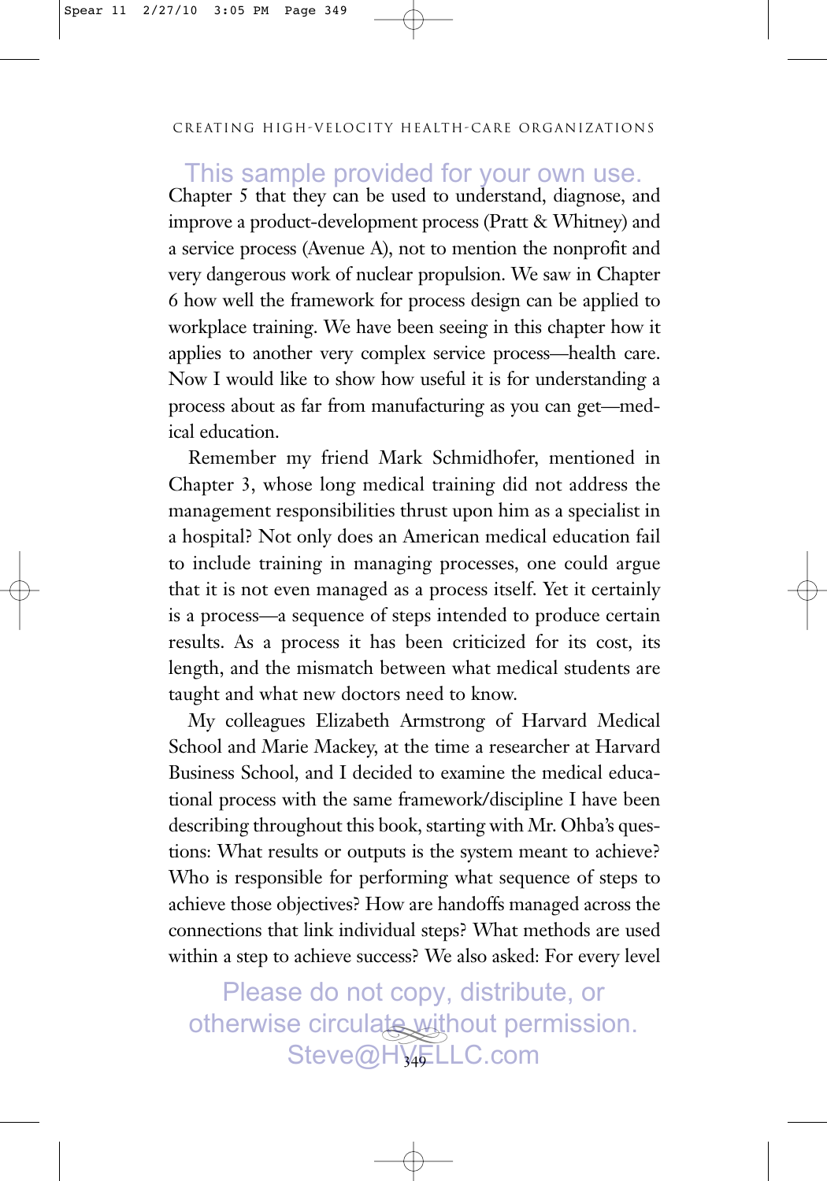Chapter 5 that they can be used to understand, diagnose, and improve a product-development process (Pratt & Whitney) and a service process (Avenue A), not to mention the nonprofit and very dangerous work of nuclear propulsion. We saw in Chapter 6 how well the framework for process design can be applied to workplace training. We have been seeing in this chapter how it applies to another very complex service process—health care. Now I would like to show how useful it is for understanding a process about as far from manufacturing as you can get—medical education.

Remember my friend Mark Schmidhofer, mentioned in Chapter 3, whose long medical training did not address the management responsibilities thrust upon him as a specialist in a hospital? Not only does an American medical education fail to include training in managing processes, one could argue that it is not even managed as a process itself. Yet it certainly is a process—a sequence of steps intended to produce certain results. As a process it has been criticized for its cost, its length, and the mismatch between what medical students are taught and what new doctors need to know.

My colleagues Elizabeth Armstrong of Harvard Medical School and Marie Mackey, at the time a researcher at Harvard Business School, and I decided to examine the medical educational process with the same framework/discipline I have been describing throughout this book, starting with Mr. Ohba's questions: What results or outputs is the system meant to achieve? Who is responsible for performing what sequence of steps to achieve those objectives? How are handoffs managed across the connections that link individual steps? What methods are used within a step to achieve success? We also asked: For every level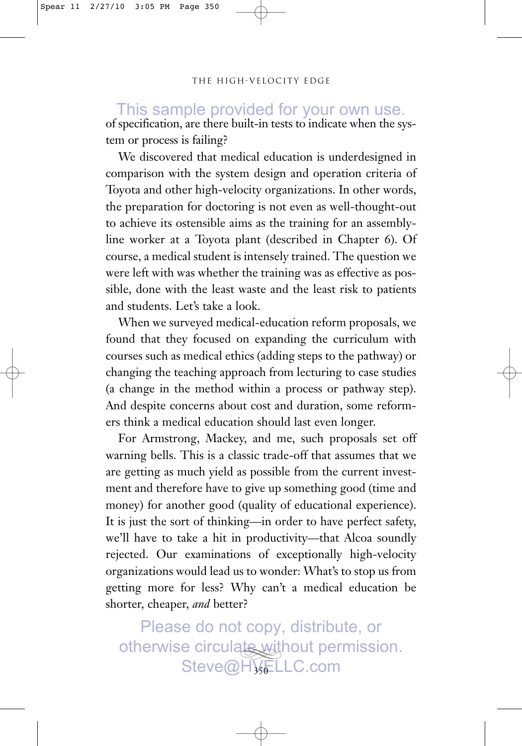of specification, are there built-in tests to indicate when the system or process is failing?

We discovered that medical education is underdesigned in comparison with the system design and operation criteria of Toyota and other high-velocity organizations. In other words, the preparation for doctoring is not even as well-thought-out to achieve its ostensible aims as the training for an assembly-line worker at a Toyota plant (described in Chapter 6). Of course, a medical student is intensely trained. The question we were left with was whether the training was as effective as possible, done with the least waste and the least risk to patients and students. Let's take a look.

When we surveyed medical-education reform proposals, we found that they focused on expanding the curriculum with courses such as medical ethics (adding steps to the pathway) or changing the teaching approach from lecturing to case studies (a change in the method within a process or pathway step). And despite concerns about cost and duration, some reformers think a medical education should last even longer.

For Armstrong, Mackey, and me, such proposals set off warning bells. This is a classic trade-off that assumes that we are getting as much yield as possible from the current investment and therefore have to give up something good (time and money) for another good (quality of educational experience). It is just the sort of thinking—in order to have perfect safety, we'll have to take a hit in productivity—that Alcoa soundly rejected. Our examinations of exceptionally high-velocity organizations would lead us to wonder: What's to stop us from getting more for less? Why can't a medical education be shorter, cheaper, *and* better?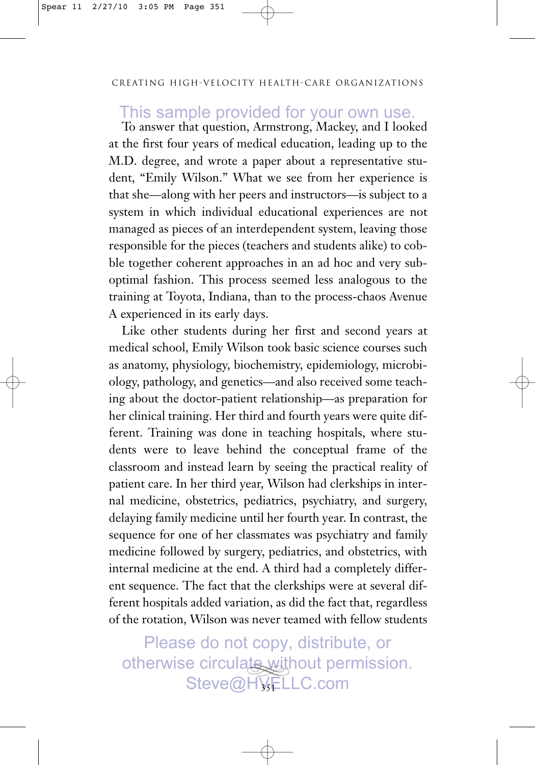To answer that question, Armstrong, Mackey, and I looked at the first four years of medical education, leading up to the M.D. degree, and wrote a paper about a representative student, "Emily Wilson." What we see from her experience is that she—along with her peers and instructors—is subject to a system in which individual educational experiences are not managed as pieces of an interdependent system, leaving those responsible for the pieces (teachers and students alike) to cobble together coherent approaches in an ad hoc and very suboptimal fashion. This process seemed less analogous to the training at Toyota, Indiana, than to the process-chaos Avenue A experienced in its early days.

Like other students during her first and second years at medical school, Emily Wilson took basic science courses such as anatomy, physiology, biochemistry, epidemiology, microbiology, pathology, and genetics—and also received some teaching about the doctor-patient relationship—as preparation for her clinical training. Her third and fourth years were quite different. Training was done in teaching hospitals, where students were to leave behind the conceptual frame of the classroom and instead learn by seeing the practical reality of patient care. In her third year, Wilson had clerkships in internal medicine, obstetrics, pediatrics, psychiatry, and surgery, delaying family medicine until her fourth year. In contrast, the sequence for one of her classmates was psychiatry and family medicine followed by surgery, pediatrics, and obstetrics, with internal medicine at the end. A third had a completely different sequence. The fact that the clerkships were at several different hospitals added variation, as did the fact that, regardless of the rotation, Wilson was never teamed with fellow students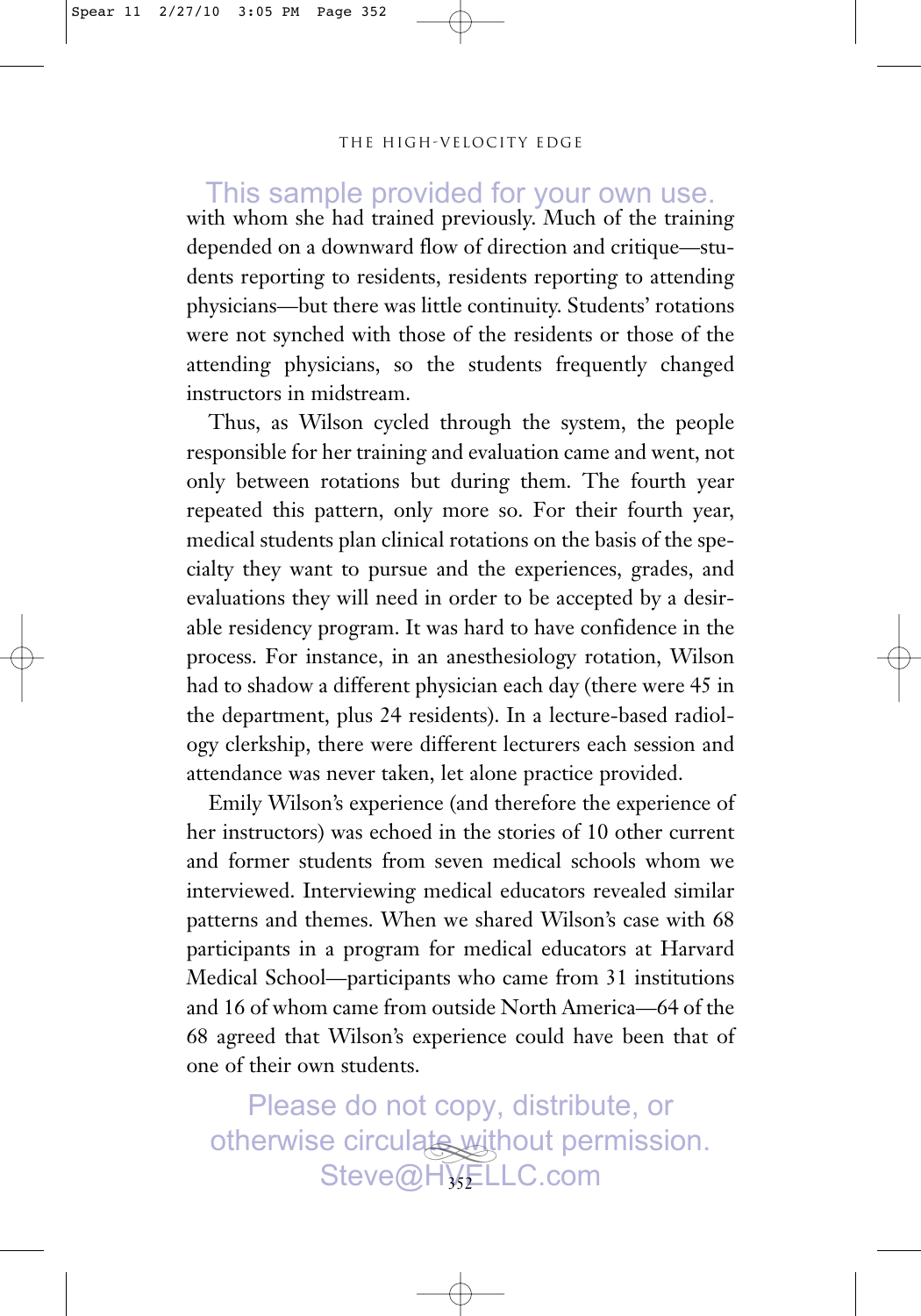with whom she had trained previously. Much of the training depended on a downward flow of direction and critique—students reporting to residents, residents reporting to attending physicians—but there was little continuity. Students' rotations were not synched with those of the residents or those of the attending physicians, so the students frequently changed instructors in midstream.

Thus, as Wilson cycled through the system, the people responsible for her training and evaluation came and went, not only between rotations but during them. The fourth year repeated this pattern, only more so. For their fourth year, medical students plan clinical rotations on the basis of the specialty they want to pursue and the experiences, grades, and evaluations they will need in order to be accepted by a desirable residency program. It was hard to have confidence in the process. For instance, in an anesthesiology rotation, Wilson had to shadow a different physician each day (there were 45 in the department, plus 24 residents). In a lecture-based radiology clerkship, there were different lecturers each session and attendance was never taken, let alone practice provided.

Emily Wilson's experience (and therefore the experience of her instructors) was echoed in the stories of 10 other current and former students from seven medical schools whom we interviewed. Interviewing medical educators revealed similar patterns and themes. When we shared Wilson's case with 68 participants in a program for medical educators at Harvard Medical School—participants who came from 31 institutions and 16 of whom came from outside North America—64 of the 68 agreed that Wilson's experience could have been that of one of their own students.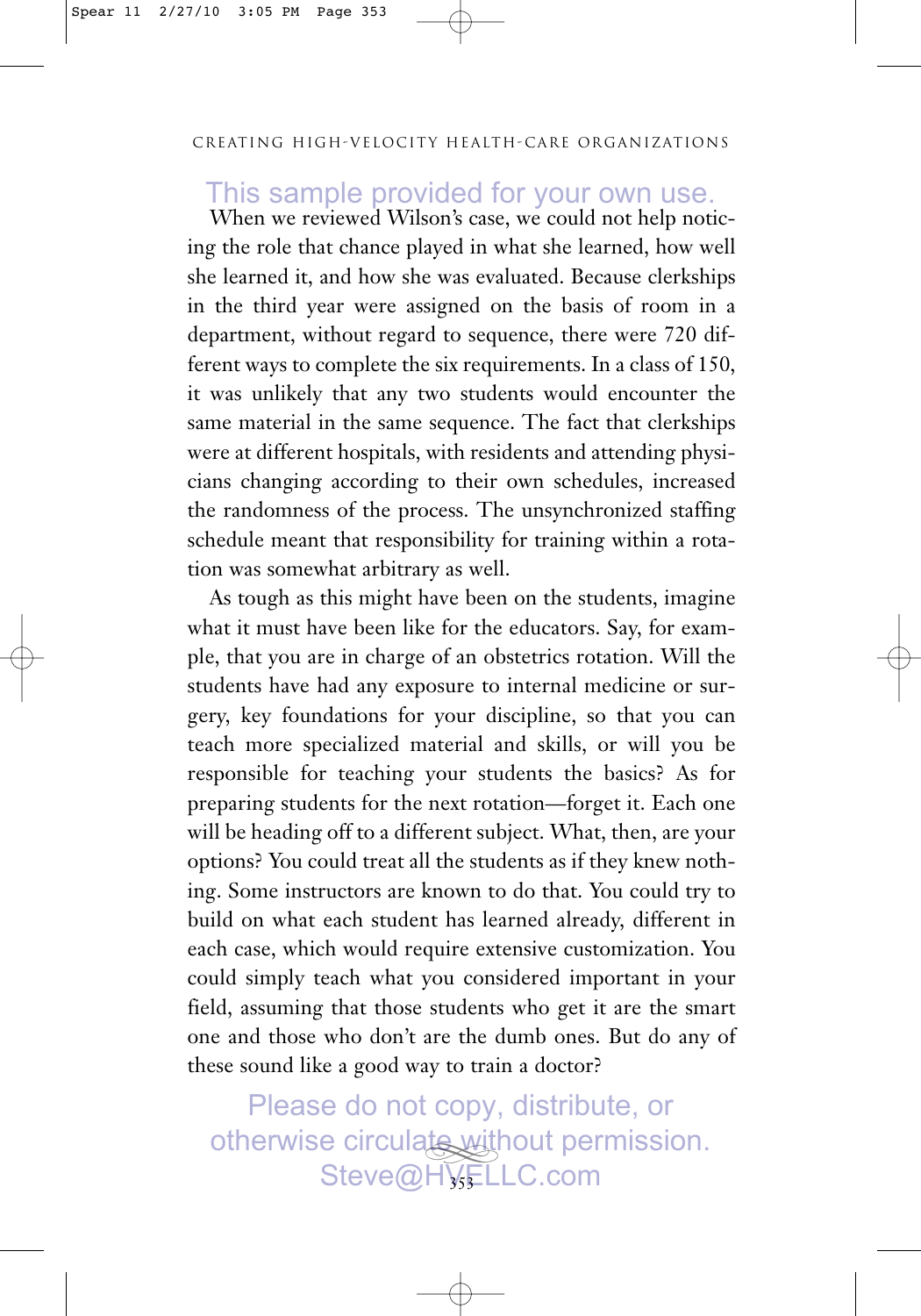When we reviewed Wilson's case, we could not help noticing the role that chance played in what she learned, how well she learned it, and how she was evaluated. Because clerkships in the third year were assigned on the basis of room in a department, without regard to sequence, there were 720 different ways to complete the six requirements. In a class of 150, it was unlikely that any two students would encounter the same material in the same sequence. The fact that clerkships were at different hospitals, with residents and attending physicians changing according to their own schedules, increased the randomness of the process. The unsynchronized staffing schedule meant that responsibility for training within a rotation was somewhat arbitrary as well.

As tough as this might have been on the students, imagine what it must have been like for the educators. Say, for example, that you are in charge of an obstetrics rotation. Will the students have had any exposure to internal medicine or surgery, key foundations for your discipline, so that you can teach more specialized material and skills, or will you be responsible for teaching your students the basics? As for preparing students for the next rotation—forget it. Each one will be heading off to a different subject. What, then, are your options? You could treat all the students as if they knew nothing. Some instructors are known to do that. You could try to build on what each student has learned already, different in each case, which would require extensive customization. You could simply teach what you considered important in your field, assuming that those students who get it are the smart one and those who don't are the dumb ones. But do any of these sound like a good way to train a doctor?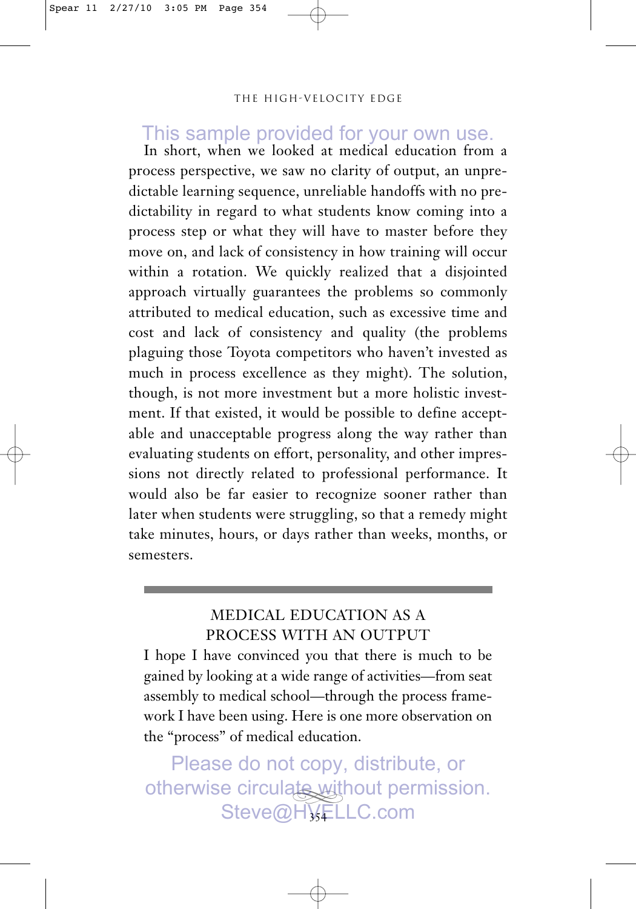This sample provided for your own use.

In short, when we looked at medical education from a process perspective, we saw no clarity of output, an unpredictable learning sequence, unreliable handoffs with no predictability in regard to what students know coming into a process step or what they will have to master before they move on, and lack of consistency in how training will occur within a rotation. We quickly realized that a disjointed approach virtually guarantees the problems so commonly attributed to medical education, such as excessive time and cost and lack of consistency and quality (the problems plaguing those Toyota competitors who haven't invested as much in process excellence as they might). The solution, though, is not more investment but a more holistic investment. If that existed, it would be possible to define acceptable and unacceptable progress along the way rather than evaluating students on effort, personality, and other impressions not directly related to professional performance. It would also be far easier to recognize sooner rather than later when students were struggling, so that a remedy might take minutes, hours, or days rather than weeks, months, or semesters.

## MEDICAL EDUCATION AS A PROCESS WITH AN OUTPUT

I hope I have convinced you that there is much to be gained by looking at a wide range of activities—from seat assembly to medical school—through the process framework I have been using. Here is one more observation on the "process" of medical education.

Please do not copy, distribute, or otherwise circulate without permission. Steve@HVELLC.com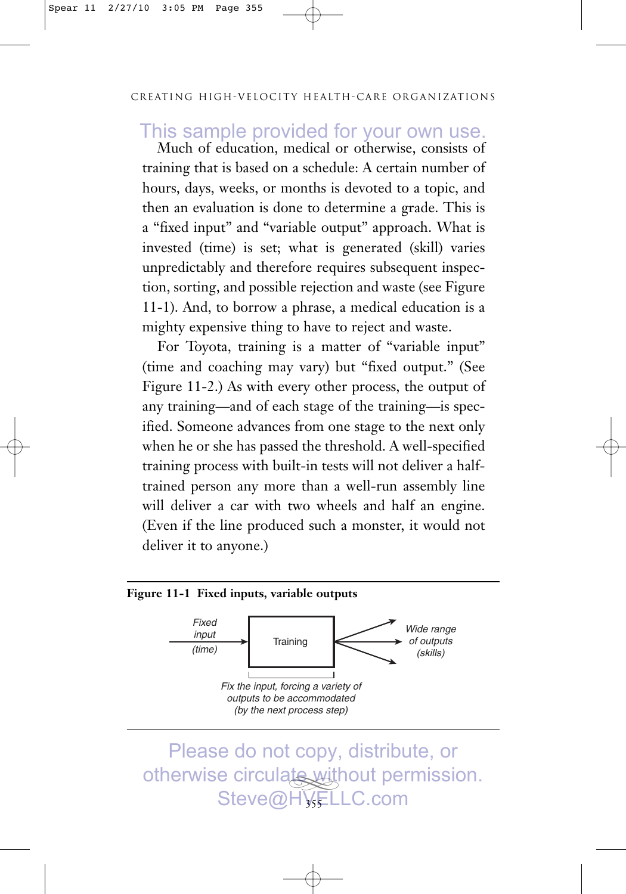Much of education, medical or otherwise, consists of training that is based on a schedule: A certain number of hours, days, weeks, or months is devoted to a topic, and then an evaluation is done to determine a grade. This is a "fixed input" and "variable output" approach. What is invested (time) is set; what is generated (skill) varies unpredictably and therefore requires subsequent inspection, sorting, and possible rejection and waste (see Figure 11-1). And, to borrow a phrase, a medical education is a mighty expensive thing to have to reject and waste.

For Toyota, training is a matter of "variable input" (time and coaching may vary) but "fixed output." (See Figure 11-2.) As with every other process, the output of any training—and of each stage of the training—is specified. Someone advances from one stage to the next only when he or she has passed the threshold. A well-specified training process with built-in tests will not deliver a half-trained person any more than a well-run assembly line will deliver a car with two wheels and half an engine. (Even if the line produced such a monster, it would not deliver it to anyone.)

**Figure 11-1 Fixed inputs, variable outputs**

*Fixed input (time)* → Training → *Wide range of outputs (skills)*

*Fix the input, forcing a variety of outputs to be accommodated (by the next process step)*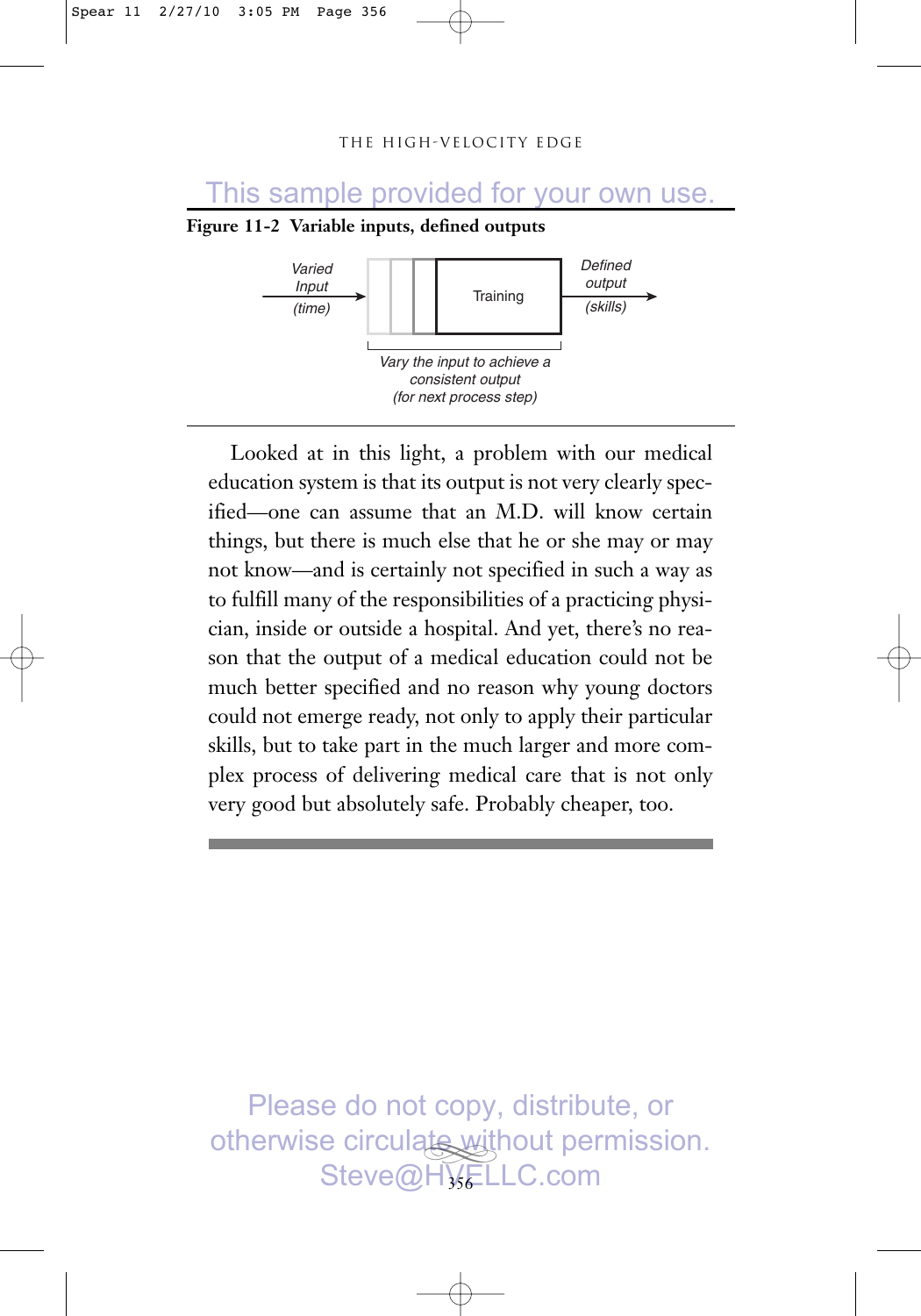**Figure 11-2 Variable inputs, defined outputs**

Varied Input (time) → Training → Defined output (skills)

Vary the input to achieve a consistent output (for next process step)

Looked at in this light, a problem with our medical education system is that its output is not very clearly specified—one can assume that an M.D. will know certain things, but there is much else that he or she may or may not know—and is certainly not specified in such a way as to fulfill many of the responsibilities of a practicing physician, inside or outside a hospital. And yet, there's no reason that the output of a medical education could not be much better specified and no reason why young doctors could not emerge ready, not only to apply their particular skills, but to take part in the much larger and more complex process of delivering medical care that is not only very good but absolutely safe. Probably cheaper, too.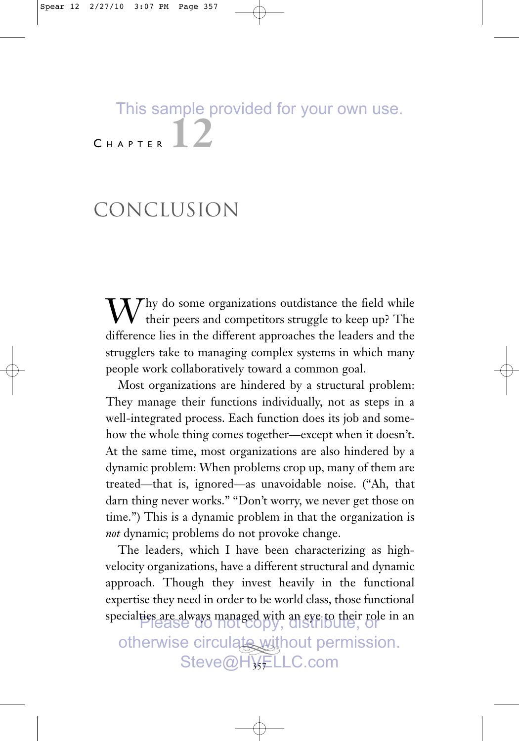# CHAPTER 12

# CONCLUSION

Why do some organizations outdistance the field while their peers and competitors struggle to keep up? The difference lies in the different approaches the leaders and the strugglers take to managing complex systems in which many people work collaboratively toward a common goal.

Most organizations are hindered by a structural problem: They manage their functions individually, not as steps in a well-integrated process. Each function does its job and somehow the whole thing comes together—except when it doesn't. At the same time, most organizations are also hindered by a dynamic problem: When problems crop up, many of them are treated—that is, ignored—as unavoidable noise. ("Ah, that darn thing never works." "Don't worry, we never get those on time.") This is a dynamic problem in that the organization is *not* dynamic; problems do not provoke change.

The leaders, which I have been characterizing as high-velocity organizations, have a different structural and dynamic approach. Though they invest heavily in the functional expertise they need in order to be world class, those functional specialties are always managed with an eye to their role in an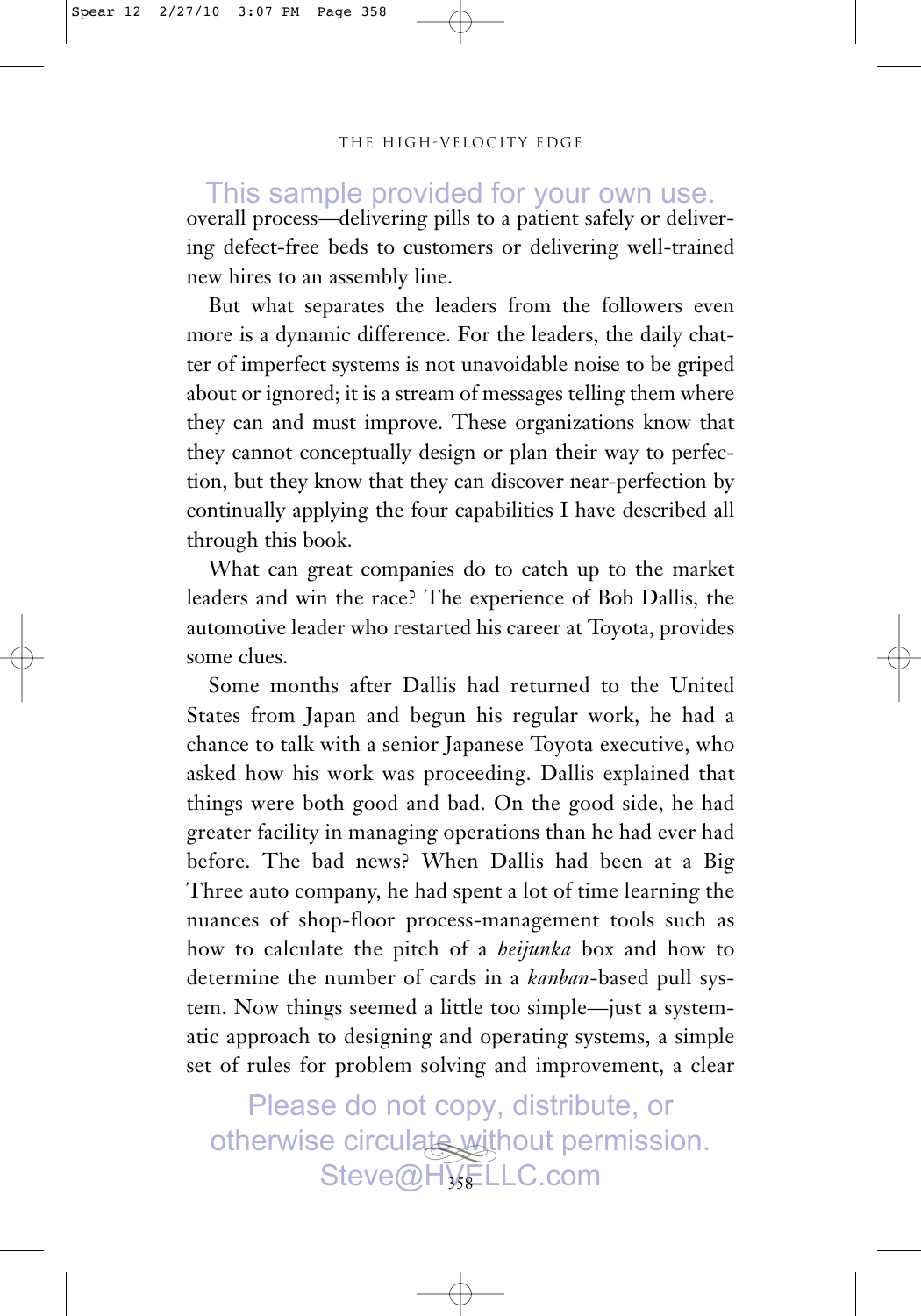overall process—delivering pills to a patient safely or delivering defect-free beds to customers or delivering well-trained new hires to an assembly line.

But what separates the leaders from the followers even more is a dynamic difference. For the leaders, the daily chatter of imperfect systems is not unavoidable noise to be griped about or ignored; it is a stream of messages telling them where they can and must improve. These organizations know that they cannot conceptually design or plan their way to perfection, but they know that they can discover near-perfection by continually applying the four capabilities I have described all through this book.

What can great companies do to catch up to the market leaders and win the race? The experience of Bob Dallis, the automotive leader who restarted his career at Toyota, provides some clues.

Some months after Dallis had returned to the United States from Japan and begun his regular work, he had a chance to talk with a senior Japanese Toyota executive, who asked how his work was proceeding. Dallis explained that things were both good and bad. On the good side, he had greater facility in managing operations than he had ever had before. The bad news? When Dallis had been at a Big Three auto company, he had spent a lot of time learning the nuances of shop-floor process-management tools such as how to calculate the pitch of a *heijunka* box and how to determine the number of cards in a *kanban*-based pull system. Now things seemed a little too simple—just a systematic approach to designing and operating systems, a simple set of rules for problem solving and improvement, a clear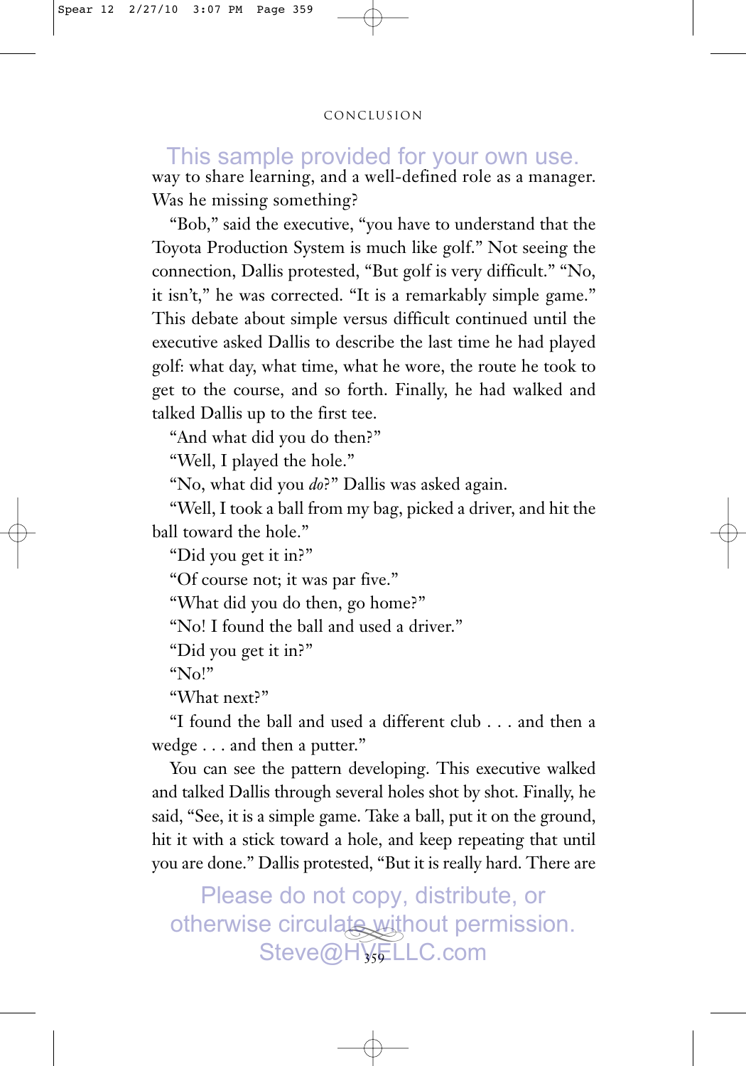way to share learning, and a well-defined role as a manager. Was he missing something?

"Bob," said the executive, "you have to understand that the Toyota Production System is much like golf." Not seeing the connection, Dallis protested, "But golf is very difficult." "No, it isn't," he was corrected. "It is a remarkably simple game." This debate about simple versus difficult continued until the executive asked Dallis to describe the last time he had played golf: what day, what time, what he wore, the route he took to get to the course, and so forth. Finally, he had walked and talked Dallis up to the first tee.

"And what did you do then?"

"Well, I played the hole."

"No, what did you *do*?" Dallis was asked again.

"Well, I took a ball from my bag, picked a driver, and hit the ball toward the hole."

"Did you get it in?"

"Of course not; it was par five."

"What did you do then, go home?"

"No! I found the ball and used a driver."

"Did you get it in?"

"No!"

"What next?"

"I found the ball and used a different club . . . and then a wedge . . . and then a putter."

You can see the pattern developing. This executive walked and talked Dallis through several holes shot by shot. Finally, he said, "See, it is a simple game. Take a ball, put it on the ground, hit it with a stick toward a hole, and keep repeating that until you are done." Dallis protested, "But it is really hard. There are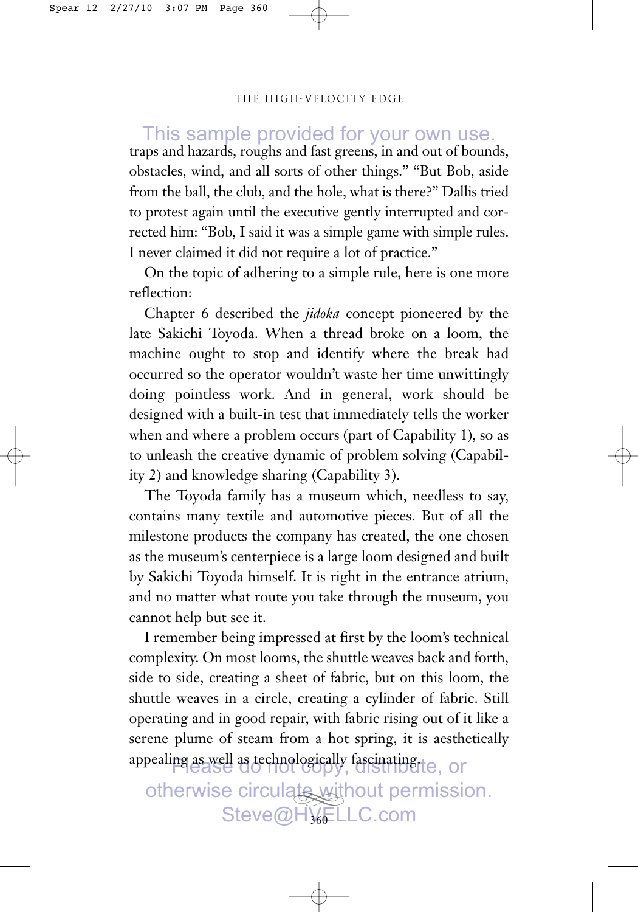traps and hazards, roughs and fast greens, in and out of bounds, obstacles, wind, and all sorts of other things." "But Bob, aside from the ball, the club, and the hole, what is there?" Dallis tried to protest again until the executive gently interrupted and corrected him: "Bob, I said it was a simple game with simple rules. I never claimed it did not require a lot of practice."

On the topic of adhering to a simple rule, here is one more reflection:

Chapter 6 described the *jidoka* concept pioneered by the late Sakichi Toyoda. When a thread broke on a loom, the machine ought to stop and identify where the break had occurred so the operator wouldn't waste her time unwittingly doing pointless work. And in general, work should be designed with a built-in test that immediately tells the worker when and where a problem occurs (part of Capability 1), so as to unleash the creative dynamic of problem solving (Capability 2) and knowledge sharing (Capability 3).

The Toyoda family has a museum which, needless to say, contains many textile and automotive pieces. But of all the milestone products the company has created, the one chosen as the museum's centerpiece is a large loom designed and built by Sakichi Toyoda himself. It is right in the entrance atrium, and no matter what route you take through the museum, you cannot help but see it.

I remember being impressed at first by the loom's technical complexity. On most looms, the shuttle weaves back and forth, side to side, creating a sheet of fabric, but on this loom, the shuttle weaves in a circle, creating a cylinder of fabric. Still operating and in good repair, with fabric rising out of it like a serene plume of steam from a hot spring, it is aesthetically appealing as well as technologically fascinating.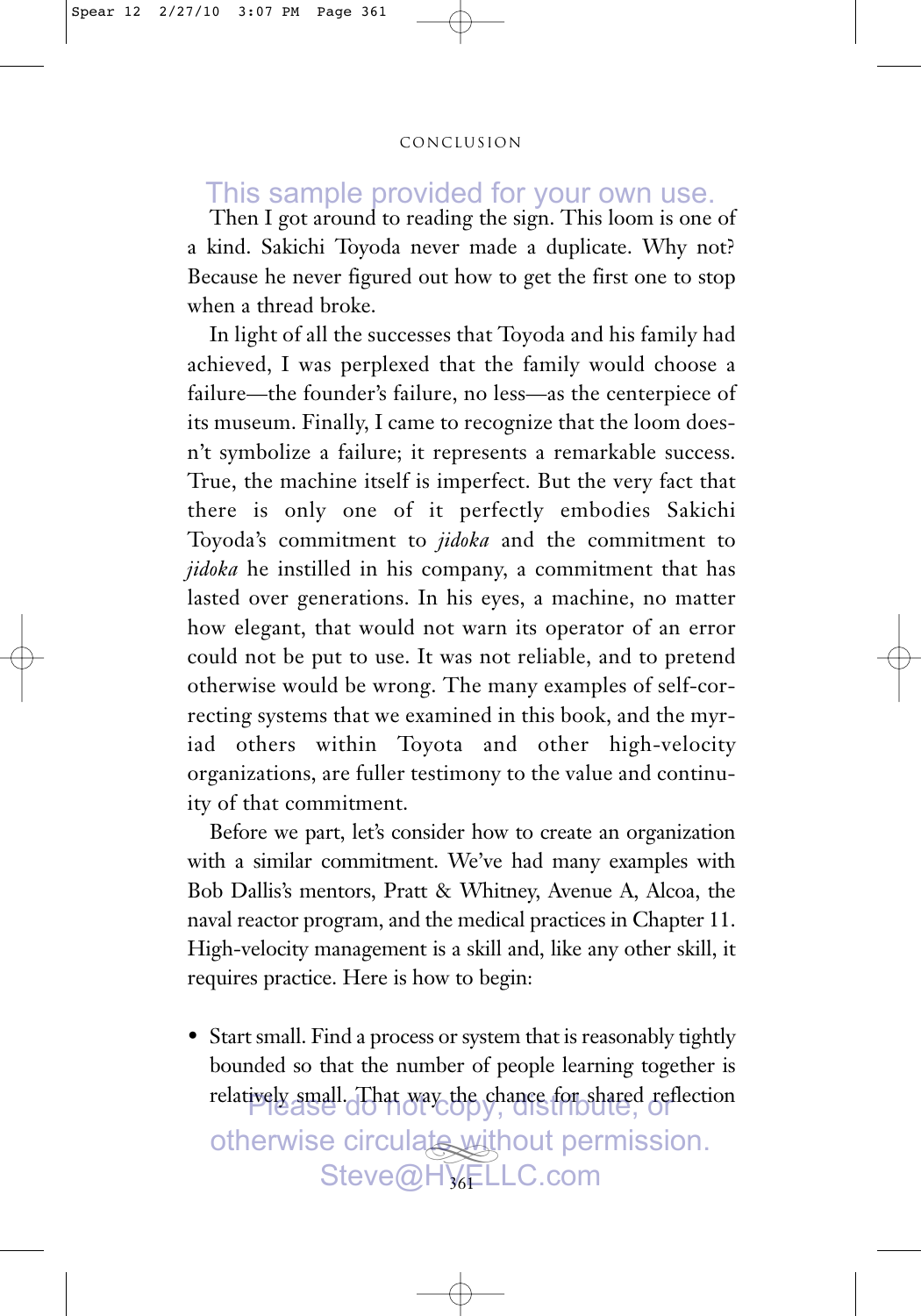This sample provided for your own use.

Then I got around to reading the sign. This loom is one of a kind. Sakichi Toyoda never made a duplicate. Why not? Because he never figured out how to get the first one to stop when a thread broke.

In light of all the successes that Toyoda and his family had achieved, I was perplexed that the family would choose a failure—the founder's failure, no less—as the centerpiece of its museum. Finally, I came to recognize that the loom doesn't symbolize a failure; it represents a remarkable success. True, the machine itself is imperfect. But the very fact that there is only one of it perfectly embodies Sakichi Toyoda's commitment to *jidoka* and the commitment to *jidoka* he instilled in his company, a commitment that has lasted over generations. In his eyes, a machine, no matter how elegant, that would not warn its operator of an error could not be put to use. It was not reliable, and to pretend otherwise would be wrong. The many examples of self-correcting systems that we examined in this book, and the myriad others within Toyota and other high-velocity organizations, are fuller testimony to the value and continuity of that commitment.

Before we part, let's consider how to create an organization with a similar commitment. We've had many examples with Bob Dallis's mentors, Pratt & Whitney, Avenue A, Alcoa, the naval reactor program, and the medical practices in Chapter 11. High-velocity management is a skill and, like any other skill, it requires practice. Here is how to begin:

- Start small. Find a process or system that is reasonably tightly bounded so that the number of people learning together is relatively small. That way the chance for shared reflection

Please do not copy, distribute, or otherwise circulate without permission. Steve@HVELLC.com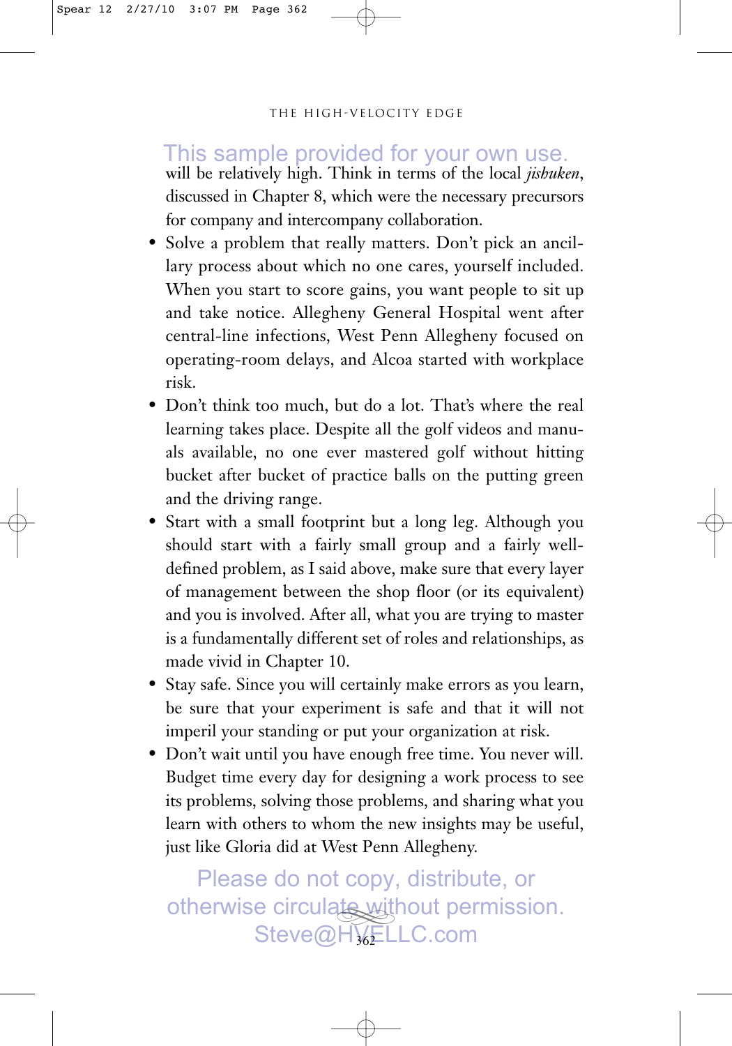This sample provided for your own use.

will be relatively high. Think in terms of the local *jishuken*, discussed in Chapter 8, which were the necessary precursors for company and intercompany collaboration.

- Solve a problem that really matters. Don't pick an ancillary process about which no one cares, yourself included. When you start to score gains, you want people to sit up and take notice. Allegheny General Hospital went after central-line infections, West Penn Allegheny focused on operating-room delays, and Alcoa started with workplace risk.
- Don't think too much, but do a lot. That's where the real learning takes place. Despite all the golf videos and manuals available, no one ever mastered golf without hitting bucket after bucket of practice balls on the putting green and the driving range.
- Start with a small footprint but a long leg. Although you should start with a fairly small group and a fairly well-defined problem, as I said above, make sure that every layer of management between the shop floor (or its equivalent) and you is involved. After all, what you are trying to master is a fundamentally different set of roles and relationships, as made vivid in Chapter 10.
- Stay safe. Since you will certainly make errors as you learn, be sure that your experiment is safe and that it will not imperil your standing or put your organization at risk.
- Don't wait until you have enough free time. You never will. Budget time every day for designing a work process to see its problems, solving those problems, and sharing what you learn with others to whom the new insights may be useful, just like Gloria did at West Penn Allegheny.

Please do not copy, distribute, or otherwise circulate without permission. Steve@HVELLC.com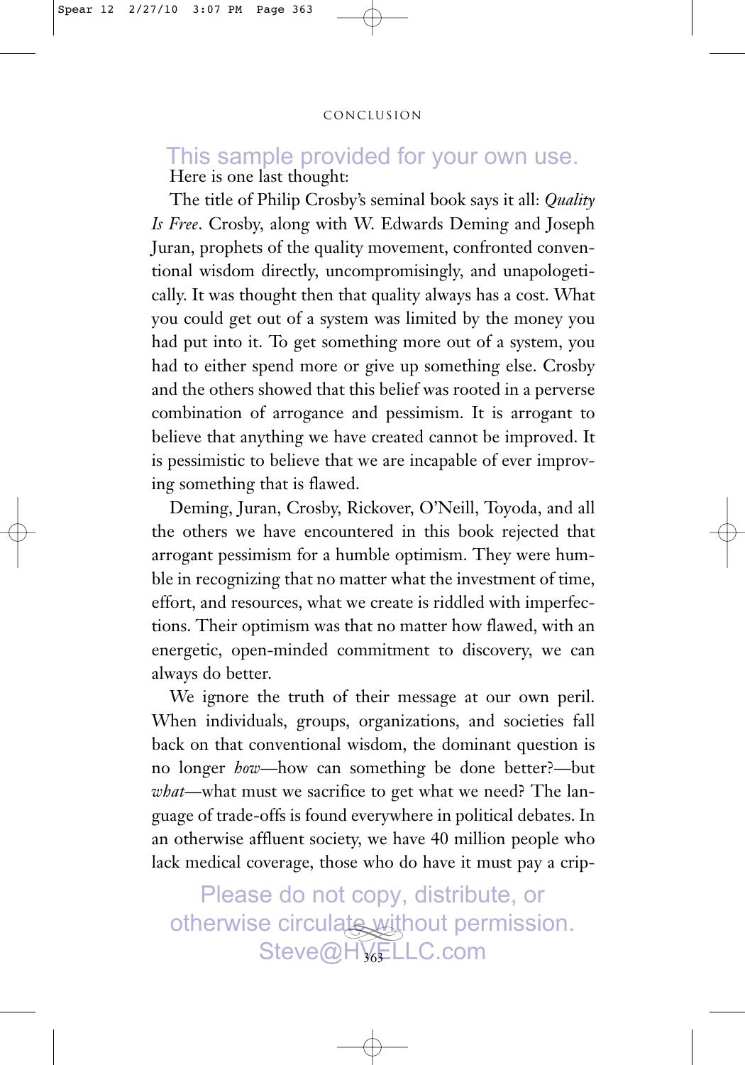Here is one last thought:

The title of Philip Crosby's seminal book says it all: *Quality Is Free*. Crosby, along with W. Edwards Deming and Joseph Juran, prophets of the quality movement, confronted conventional wisdom directly, uncompromisingly, and unapologetically. It was thought then that quality always has a cost. What you could get out of a system was limited by the money you had put into it. To get something more out of a system, you had to either spend more or give up something else. Crosby and the others showed that this belief was rooted in a perverse combination of arrogance and pessimism. It is arrogant to believe that anything we have created cannot be improved. It is pessimistic to believe that we are incapable of ever improving something that is flawed.

Deming, Juran, Crosby, Rickover, O'Neill, Toyoda, and all the others we have encountered in this book rejected that arrogant pessimism for a humble optimism. They were humble in recognizing that no matter what the investment of time, effort, and resources, what we create is riddled with imperfections. Their optimism was that no matter how flawed, with an energetic, open-minded commitment to discovery, we can always do better.

We ignore the truth of their message at our own peril. When individuals, groups, organizations, and societies fall back on that conventional wisdom, the dominant question is no longer *how*—how can something be done better?—but *what*—what must we sacrifice to get what we need? The language of trade-offs is found everywhere in political debates. In an otherwise affluent society, we have 40 million people who lack medical coverage, those who do have it must pay a crip-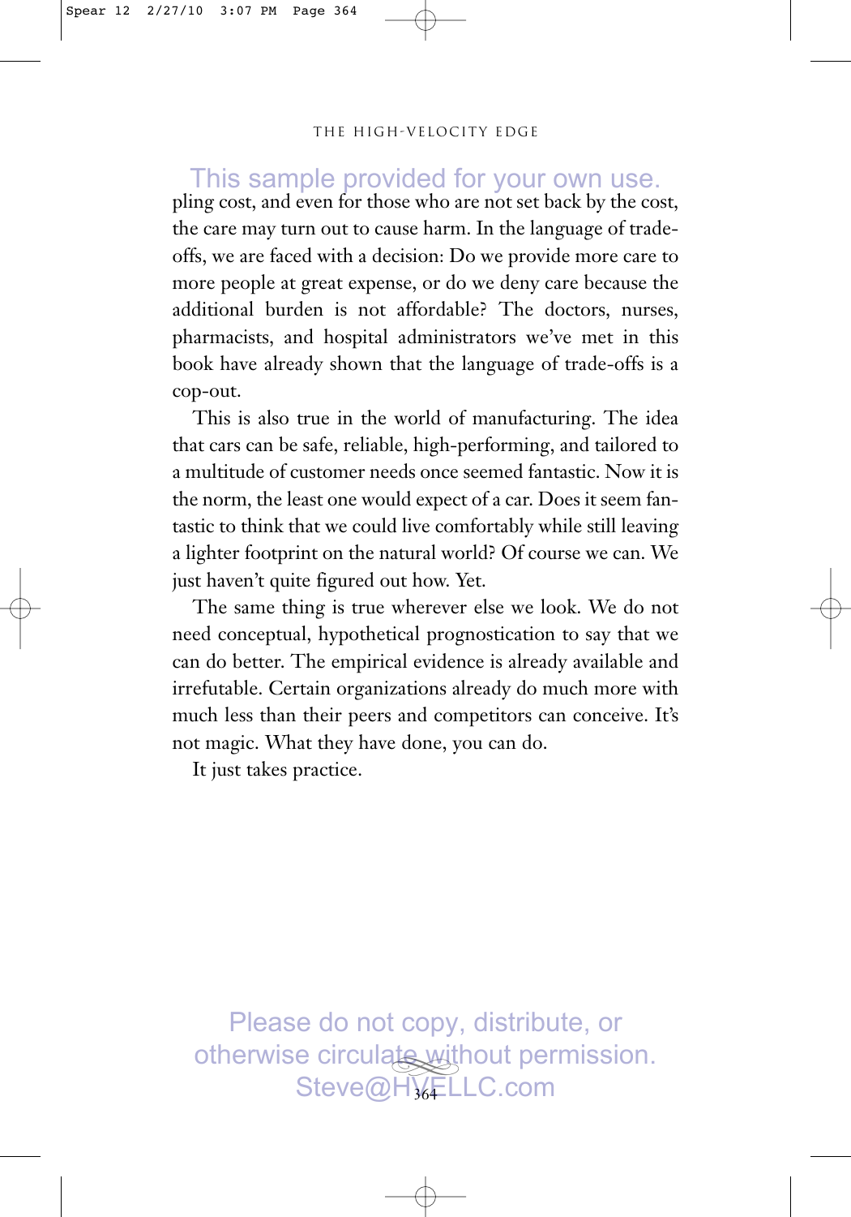pling cost, and even for those who are not set back by the cost, the care may turn out to cause harm. In the language of trade-offs, we are faced with a decision: Do we provide more care to more people at great expense, or do we deny care because the additional burden is not affordable? The doctors, nurses, pharmacists, and hospital administrators we've met in this book have already shown that the language of trade-offs is a cop-out.

This is also true in the world of manufacturing. The idea that cars can be safe, reliable, high-performing, and tailored to a multitude of customer needs once seemed fantastic. Now it is the norm, the least one would expect of a car. Does it seem fantastic to think that we could live comfortably while still leaving a lighter footprint on the natural world? Of course we can. We just haven't quite figured out how. Yet.

The same thing is true wherever else we look. We do not need conceptual, hypothetical prognostication to say that we can do better. The empirical evidence is already available and irrefutable. Certain organizations already do much more with much less than their peers and competitors can conceive. It's not magic. What they have done, you can do.

It just takes practice.